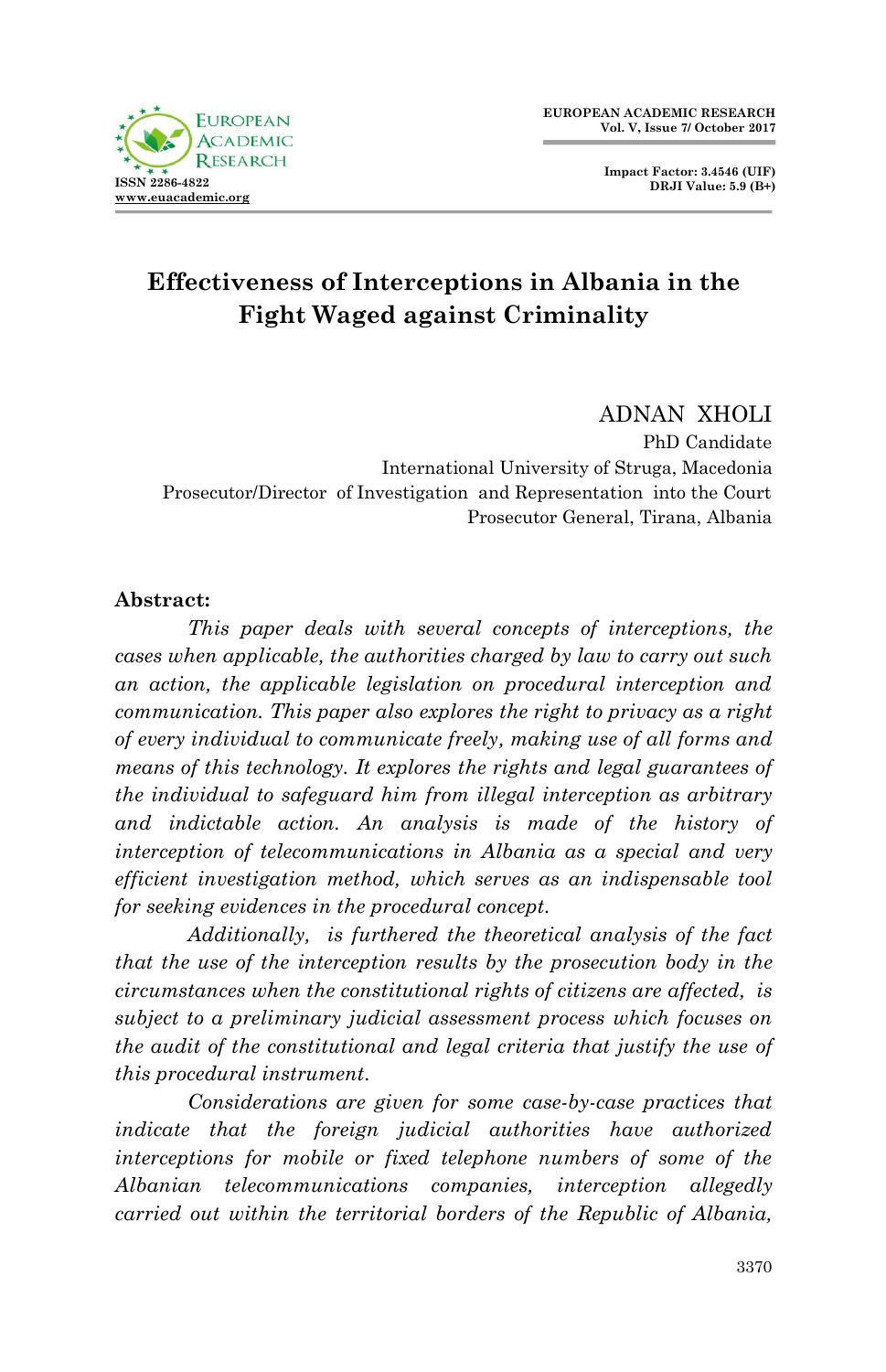# Effectiveness of Interceptions in Albania in the Fight Waged against Criminality

**ADNAN XHOLI**
PhD Candidate
International University of Struga, Macedonia
Prosecutor/Director of Investigation and Representation into the Court
Prosecutor General, Tirana, Albania

**Abstract:**

*This paper deals with several concepts of interceptions, the cases when applicable, the authorities charged by law to carry out such an action, the applicable legislation on procedural interception and communication. This paper also explores the right to privacy as a right of every individual to communicate freely, making use of all forms and means of this technology. It explores the rights and legal guarantees of the individual to safeguard him from illegal interception as arbitrary and indictable action. An analysis is made of the history of interception of telecommunications in Albania as a special and very efficient investigation method, which serves as an indispensable tool for seeking evidences in the procedural concept.*

*Additionally, is furthered the theoretical analysis of the fact that the use of the interception results by the prosecution body in the circumstances when the constitutional rights of citizens are affected, is subject to a preliminary judicial assessment process which focuses on the audit of the constitutional and legal criteria that justify the use of this procedural instrument.*

*Considerations are given for some case-by-case practices that indicate that the foreign judicial authorities have authorized interceptions for mobile or fixed telephone numbers of some of the Albanian telecommunications companies, interception allegedly carried out within the territorial borders of the Republic of Albania,*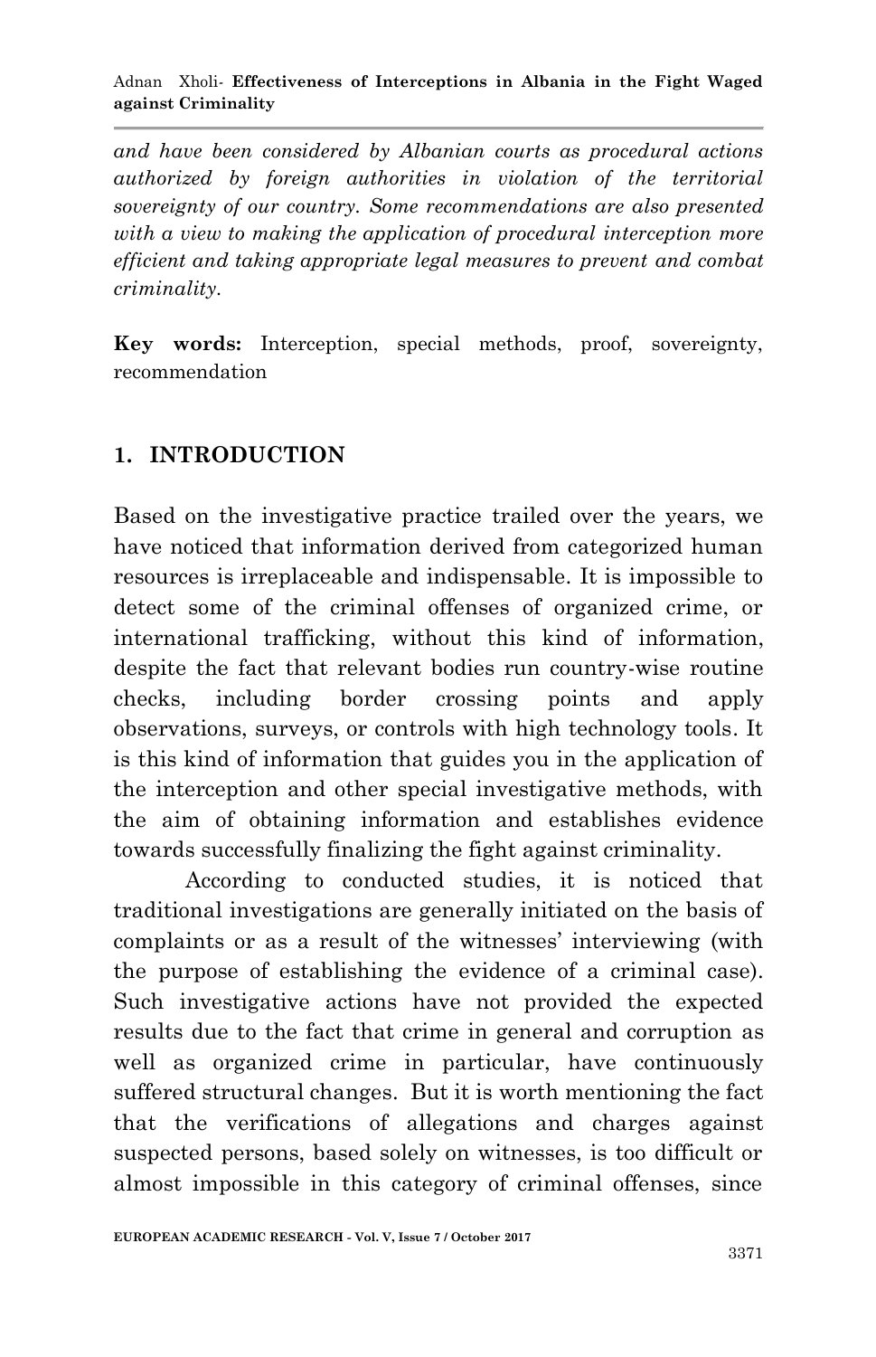*and have been considered by Albanian courts as procedural actions authorized by foreign authorities in violation of the territorial sovereignty of our country. Some recommendations are also presented with a view to making the application of procedural interception more efficient and taking appropriate legal measures to prevent and combat criminality.*

**Key words:** Interception, special methods, proof, sovereignty, recommendation

## 1. INTRODUCTION

Based on the investigative practice trailed over the years, we have noticed that information derived from categorized human resources is irreplaceable and indispensable. It is impossible to detect some of the criminal offenses of organized crime, or international trafficking, without this kind of information, despite the fact that relevant bodies run country-wise routine checks, including border crossing points and apply observations, surveys, or controls with high technology tools. It is this kind of information that guides you in the application of the interception and other special investigative methods, with the aim of obtaining information and establishes evidence towards successfully finalizing the fight against criminality.

According to conducted studies, it is noticed that traditional investigations are generally initiated on the basis of complaints or as a result of the witnesses' interviewing (with the purpose of establishing the evidence of a criminal case). Such investigative actions have not provided the expected results due to the fact that crime in general and corruption as well as organized crime in particular, have continuously suffered structural changes. But it is worth mentioning the fact that the verifications of allegations and charges against suspected persons, based solely on witnesses, is too difficult or almost impossible in this category of criminal offenses, since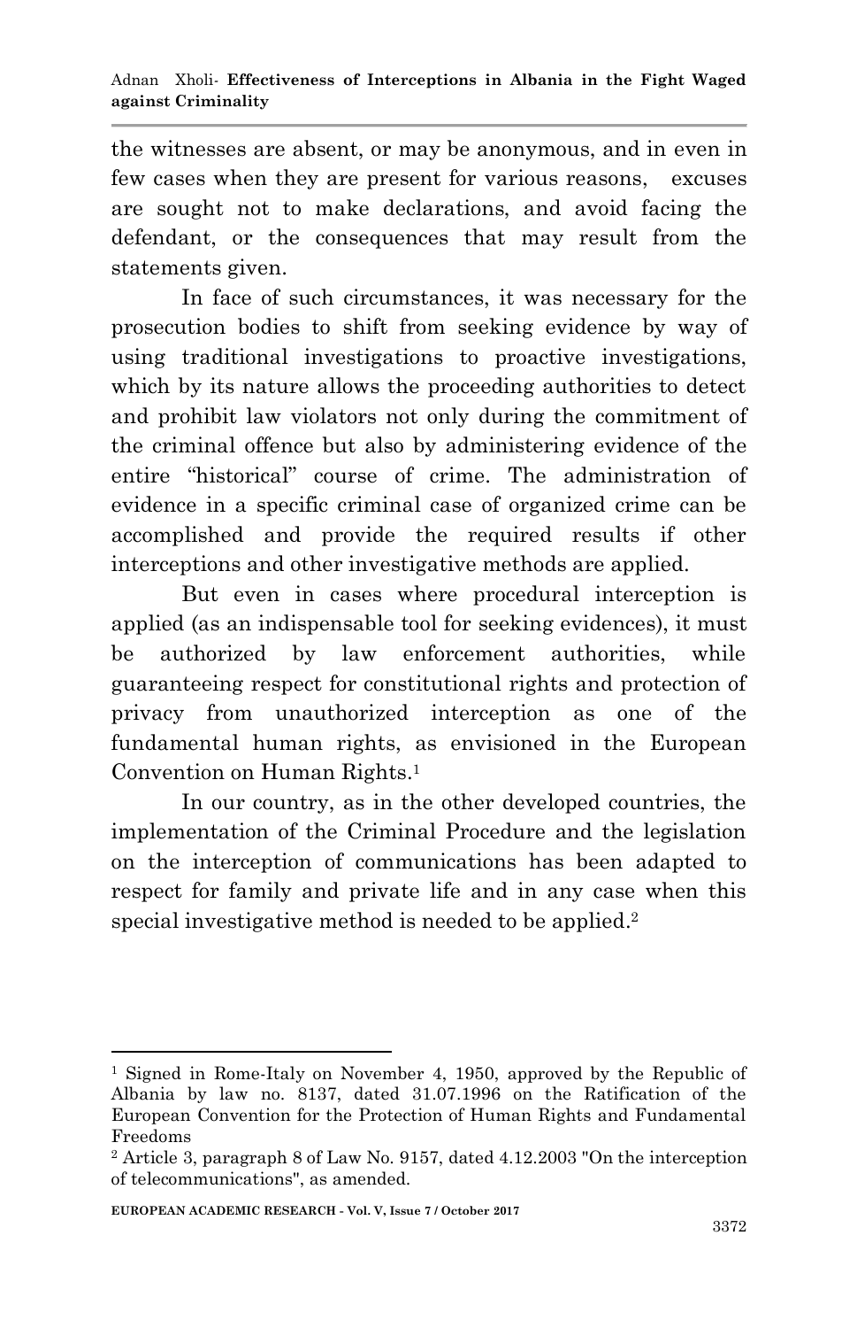the witnesses are absent, or may be anonymous, and in even in few cases when they are present for various reasons, excuses are sought not to make declarations, and avoid facing the defendant, or the consequences that may result from the statements given.

In face of such circumstances, it was necessary for the prosecution bodies to shift from seeking evidence by way of using traditional investigations to proactive investigations, which by its nature allows the proceeding authorities to detect and prohibit law violators not only during the commitment of the criminal offence but also by administering evidence of the entire "historical" course of crime. The administration of evidence in a specific criminal case of organized crime can be accomplished and provide the required results if other interceptions and other investigative methods are applied.

But even in cases where procedural interception is applied (as an indispensable tool for seeking evidences), it must be authorized by law enforcement authorities, while guaranteeing respect for constitutional rights and protection of privacy from unauthorized interception as one of the fundamental human rights, as envisioned in the European Convention on Human Rights.[1]

In our country, as in the other developed countries, the implementation of the Criminal Procedure and the legislation on the interception of communications has been adapted to respect for family and private life and in any case when this special investigative method is needed to be applied.[2]

---

[1] Signed in Rome-Italy on November 4, 1950, approved by the Republic of Albania by law no. 8137, dated 31.07.1996 on the Ratification of the European Convention for the Protection of Human Rights and Fundamental Freedoms

[2] Article 3, paragraph 8 of Law No. 9157, dated 4.12.2003 "On the interception of telecommunications", as amended.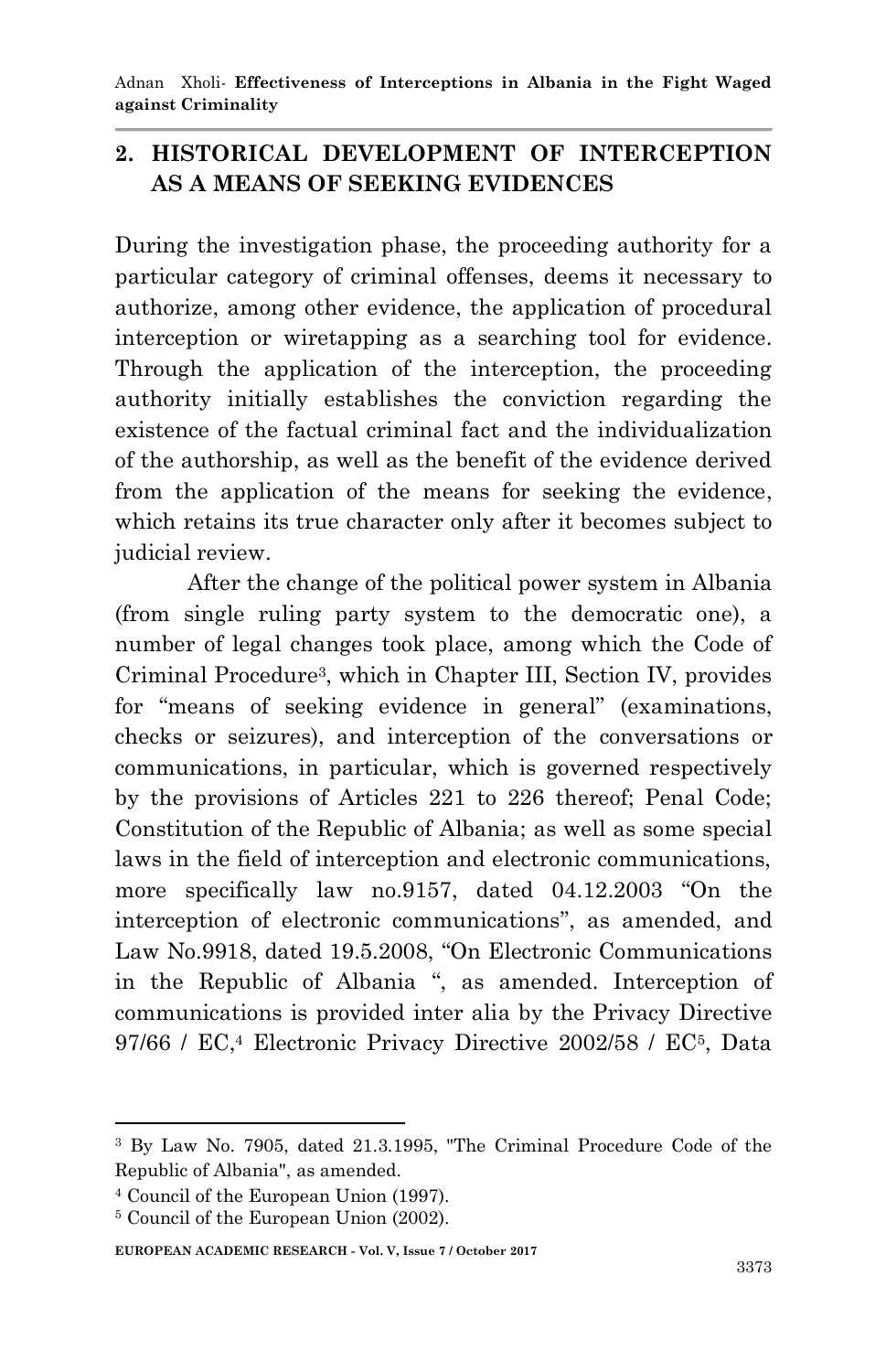## 2. HISTORICAL DEVELOPMENT OF INTERCEPTION AS A MEANS OF SEEKING EVIDENCES

During the investigation phase, the proceeding authority for a particular category of criminal offenses, deems it necessary to authorize, among other evidence, the application of procedural interception or wiretapping as a searching tool for evidence. Through the application of the interception, the proceeding authority initially establishes the conviction regarding the existence of the factual criminal fact and the individualization of the authorship, as well as the benefit of the evidence derived from the application of the means for seeking the evidence, which retains its true character only after it becomes subject to judicial review.

After the change of the political power system in Albania (from single ruling party system to the democratic one), a number of legal changes took place, among which the Code of Criminal Procedure[3], which in Chapter III, Section IV, provides for "means of seeking evidence in general" (examinations, checks or seizures), and interception of the conversations or communications, in particular, which is governed respectively by the provisions of Articles 221 to 226 thereof; Penal Code; Constitution of the Republic of Albania; as well as some special laws in the field of interception and electronic communications, more specifically law no.9157, dated 04.12.2003 "On the interception of electronic communications", as amended, and Law No.9918, dated 19.5.2008, "On Electronic Communications in the Republic of Albania ", as amended. Interception of communications is provided inter alia by the Privacy Directive 97/66 / EC,[4] Electronic Privacy Directive 2002/58 / EC[5], Data

---

[3] By Law No. 7905, dated 21.3.1995, "The Criminal Procedure Code of the Republic of Albania", as amended.

[4] Council of the European Union (1997).

[5] Council of the European Union (2002).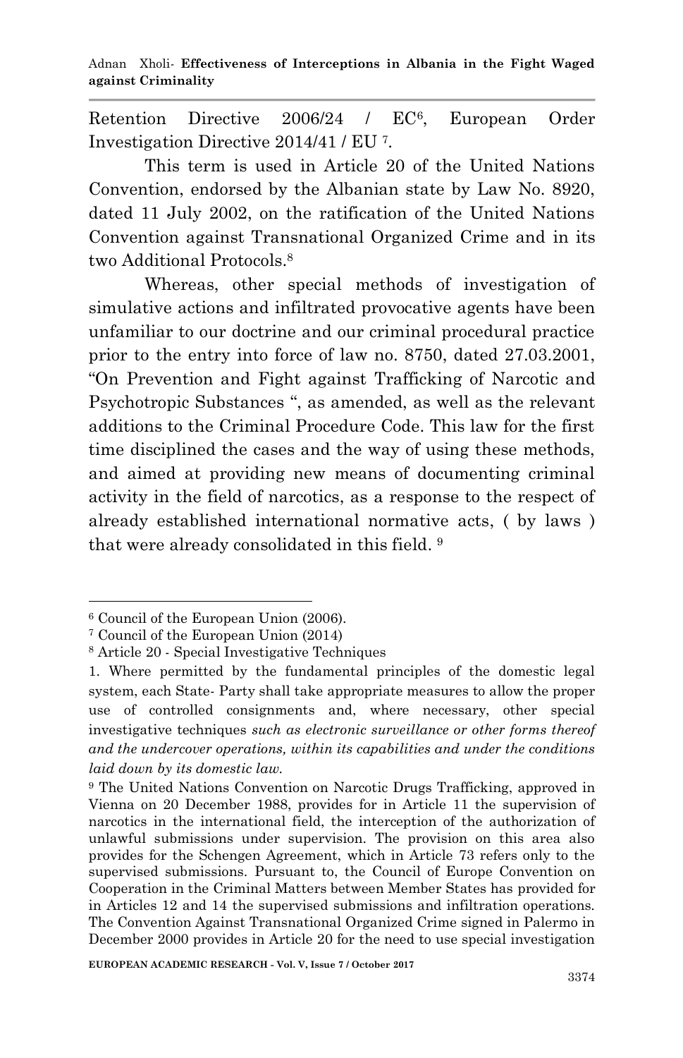Retention Directive 2006/24 / EC[6], European Order Investigation Directive 2014/41 / EU [7].

This term is used in Article 20 of the United Nations Convention, endorsed by the Albanian state by Law No. 8920, dated 11 July 2002, on the ratification of the United Nations Convention against Transnational Organized Crime and in its two Additional Protocols.[8]

Whereas, other special methods of investigation of simulative actions and infiltrated provocative agents have been unfamiliar to our doctrine and our criminal procedural practice prior to the entry into force of law no. 8750, dated 27.03.2001, "On Prevention and Fight against Trafficking of Narcotic and Psychotropic Substances ", as amended, as well as the relevant additions to the Criminal Procedure Code. This law for the first time disciplined the cases and the way of using these methods, and aimed at providing new means of documenting criminal activity in the field of narcotics, as a response to the respect of already established international normative acts, ( by laws ) that were already consolidated in this field. [9]

---

[6] Council of the European Union (2006).

[7] Council of the European Union (2014)

[8] Article 20 - Special Investigative Techniques

1. Where permitted by the fundamental principles of the domestic legal system, each State- Party shall take appropriate measures to allow the proper use of controlled consignments and, where necessary, other special investigative techniques *such as electronic surveillance or other forms thereof and the undercover operations, within its capabilities and under the conditions laid down by its domestic law.*

[9] The United Nations Convention on Narcotic Drugs Trafficking, approved in Vienna on 20 December 1988, provides for in Article 11 the supervision of narcotics in the international field, the interception of the authorization of unlawful submissions under supervision. The provision on this area also provides for the Schengen Agreement, which in Article 73 refers only to the supervised submissions. Pursuant to, the Council of Europe Convention on Cooperation in the Criminal Matters between Member States has provided for in Articles 12 and 14 the supervised submissions and infiltration operations. The Convention Against Transnational Organized Crime signed in Palermo in December 2000 provides in Article 20 for the need to use special investigation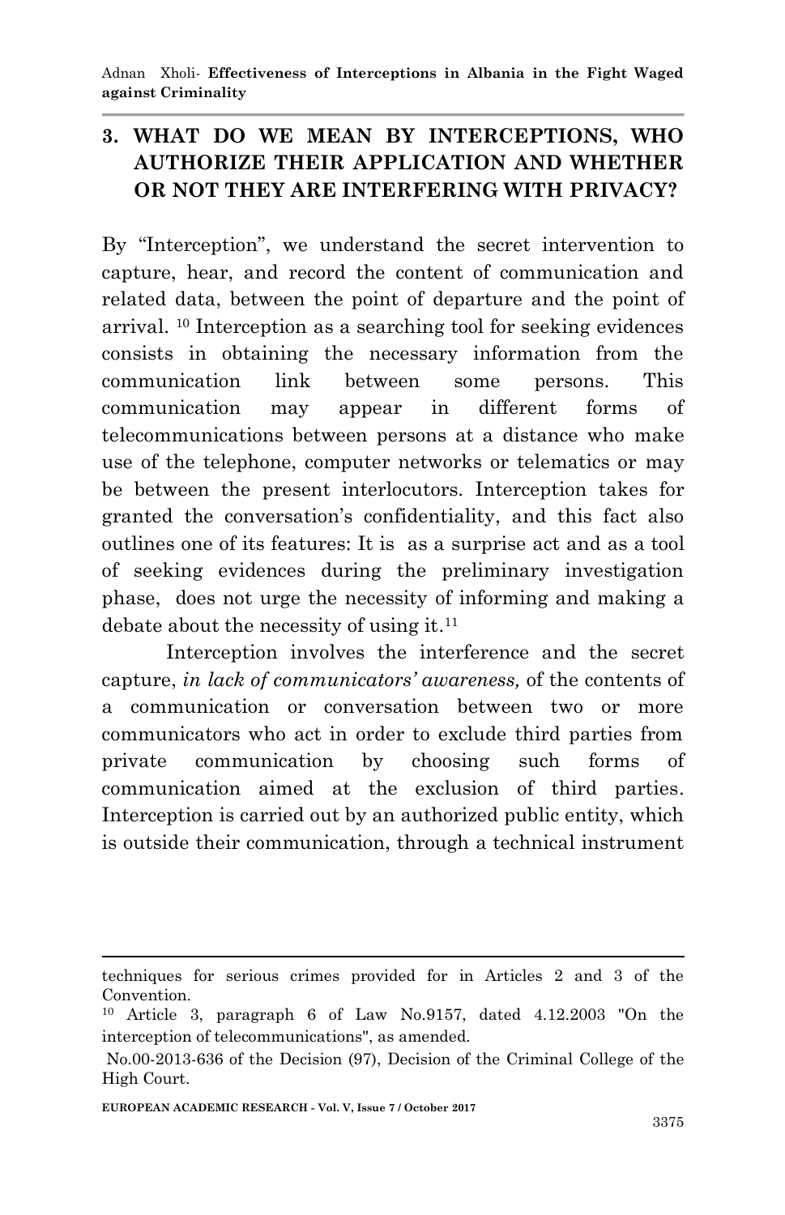## 3. WHAT DO WE MEAN BY INTERCEPTIONS, WHO AUTHORIZE THEIR APPLICATION AND WHETHER OR NOT THEY ARE INTERFERING WITH PRIVACY?

By "Interception", we understand the secret intervention to capture, hear, and record the content of communication and related data, between the point of departure and the point of arrival. [10] Interception as a searching tool for seeking evidences consists in obtaining the necessary information from the communication link between some persons. This communication may appear in different forms of telecommunications between persons at a distance who make use of the telephone, computer networks or telematics or may be between the present interlocutors. Interception takes for granted the conversation's confidentiality, and this fact also outlines one of its features: It is as a surprise act and as a tool of seeking evidences during the preliminary investigation phase, does not urge the necessity of informing and making a debate about the necessity of using it.[11]

Interception involves the interference and the secret capture, *in lack of communicators' awareness,* of the contents of a communication or conversation between two or more communicators who act in order to exclude third parties from private communication by choosing such forms of communication aimed at the exclusion of third parties. Interception is carried out by an authorized public entity, which is outside their communication, through a technical instrument

---

techniques for serious crimes provided for in Articles 2 and 3 of the Convention.

[10] Article 3, paragraph 6 of Law No.9157, dated 4.12.2003 "On the interception of telecommunications", as amended.

No.00-2013-636 of the Decision (97), Decision of the Criminal College of the High Court.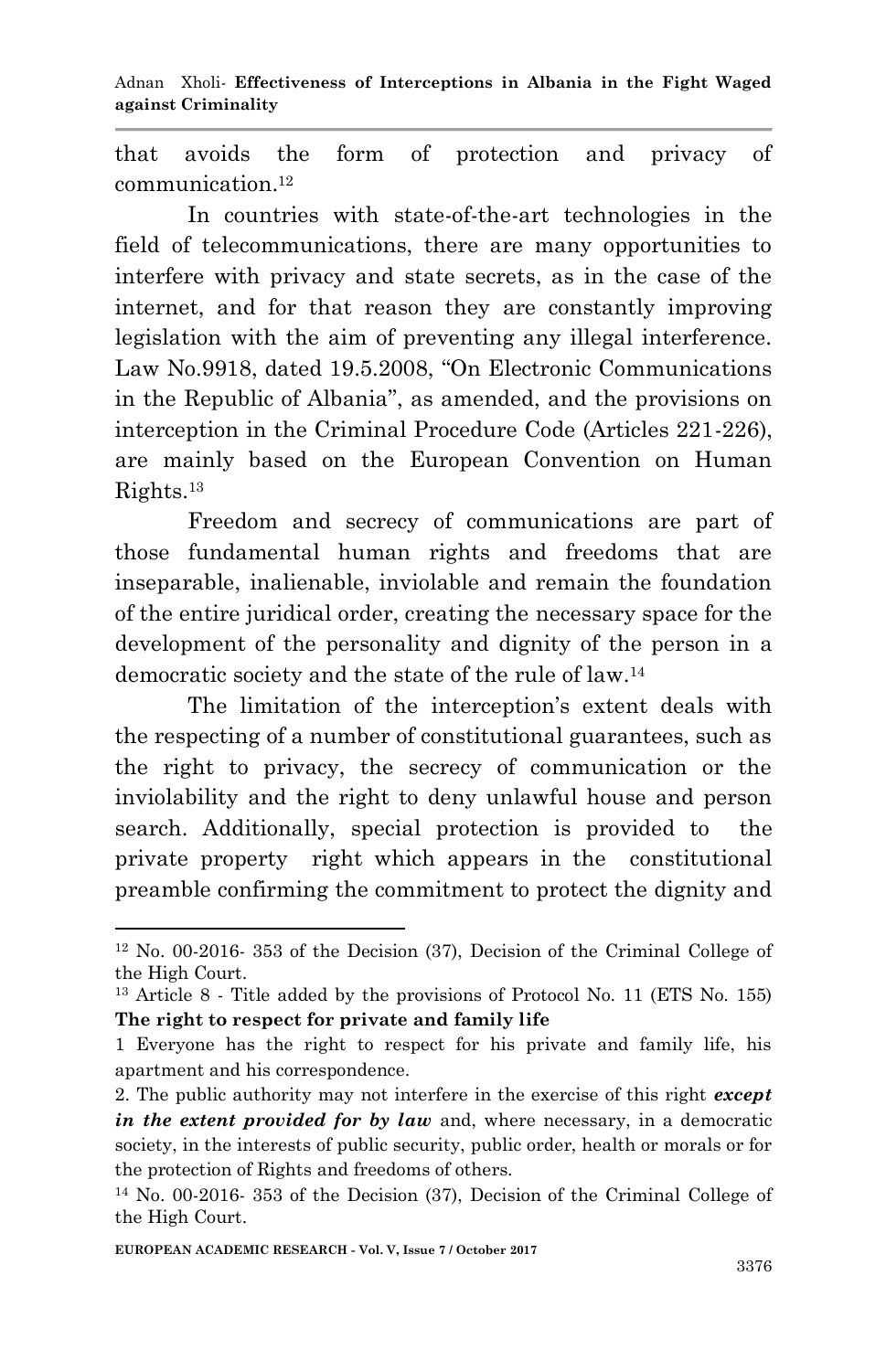that avoids the form of protection and privacy of communication.[12]

In countries with state-of-the-art technologies in the field of telecommunications, there are many opportunities to interfere with privacy and state secrets, as in the case of the internet, and for that reason they are constantly improving legislation with the aim of preventing any illegal interference. Law No.9918, dated 19.5.2008, "On Electronic Communications in the Republic of Albania", as amended, and the provisions on interception in the Criminal Procedure Code (Articles 221-226), are mainly based on the European Convention on Human Rights.[13]

Freedom and secrecy of communications are part of those fundamental human rights and freedoms that are inseparable, inalienable, inviolable and remain the foundation of the entire juridical order, creating the necessary space for the development of the personality and dignity of the person in a democratic society and the state of the rule of law.[14]

The limitation of the interception's extent deals with the respecting of a number of constitutional guarantees, such as the right to privacy, the secrecy of communication or the inviolability and the right to deny unlawful house and person search. Additionally, special protection is provided to the private property right which appears in the constitutional preamble confirming the commitment to protect the dignity and

---

[12] No. 00-2016- 353 of the Decision (37), Decision of the Criminal College of the High Court.

[13] Article 8 - Title added by the provisions of Protocol No. 11 (ETS No. 155) **The right to respect for private and family life**

1 Everyone has the right to respect for his private and family life, his apartment and his correspondence.

2. The public authority may not interfere in the exercise of this right ***except in the extent provided for by law*** and, where necessary, in a democratic society, in the interests of public security, public order, health or morals or for the protection of Rights and freedoms of others.

[14] No. 00-2016- 353 of the Decision (37), Decision of the Criminal College of the High Court.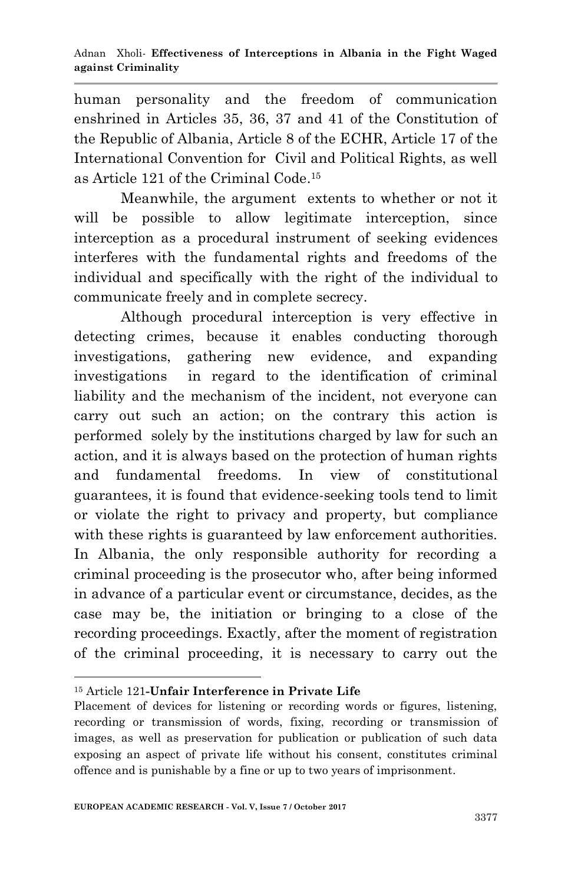human personality and the freedom of communication enshrined in Articles 35, 36, 37 and 41 of the Constitution of the Republic of Albania, Article 8 of the ECHR, Article 17 of the International Convention for Civil and Political Rights, as well as Article 121 of the Criminal Code.[15]

Meanwhile, the argument extents to whether or not it will be possible to allow legitimate interception, since interception as a procedural instrument of seeking evidences interferes with the fundamental rights and freedoms of the individual and specifically with the right of the individual to communicate freely and in complete secrecy.

Although procedural interception is very effective in detecting crimes, because it enables conducting thorough investigations, gathering new evidence, and expanding investigations in regard to the identification of criminal liability and the mechanism of the incident, not everyone can carry out such an action; on the contrary this action is performed solely by the institutions charged by law for such an action, and it is always based on the protection of human rights and fundamental freedoms. In view of constitutional guarantees, it is found that evidence-seeking tools tend to limit or violate the right to privacy and property, but compliance with these rights is guaranteed by law enforcement authorities. In Albania, the only responsible authority for recording a criminal proceeding is the prosecutor who, after being informed in advance of a particular event or circumstance, decides, as the case may be, the initiation or bringing to a close of the recording proceedings. Exactly, after the moment of registration of the criminal proceeding, it is necessary to carry out the

---

[15] Article 121-**Unfair Interference in Private Life**

Placement of devices for listening or recording words or figures, listening, recording or transmission of words, fixing, recording or transmission of images, as well as preservation for publication or publication of such data exposing an aspect of private life without his consent, constitutes criminal offence and is punishable by a fine or up to two years of imprisonment.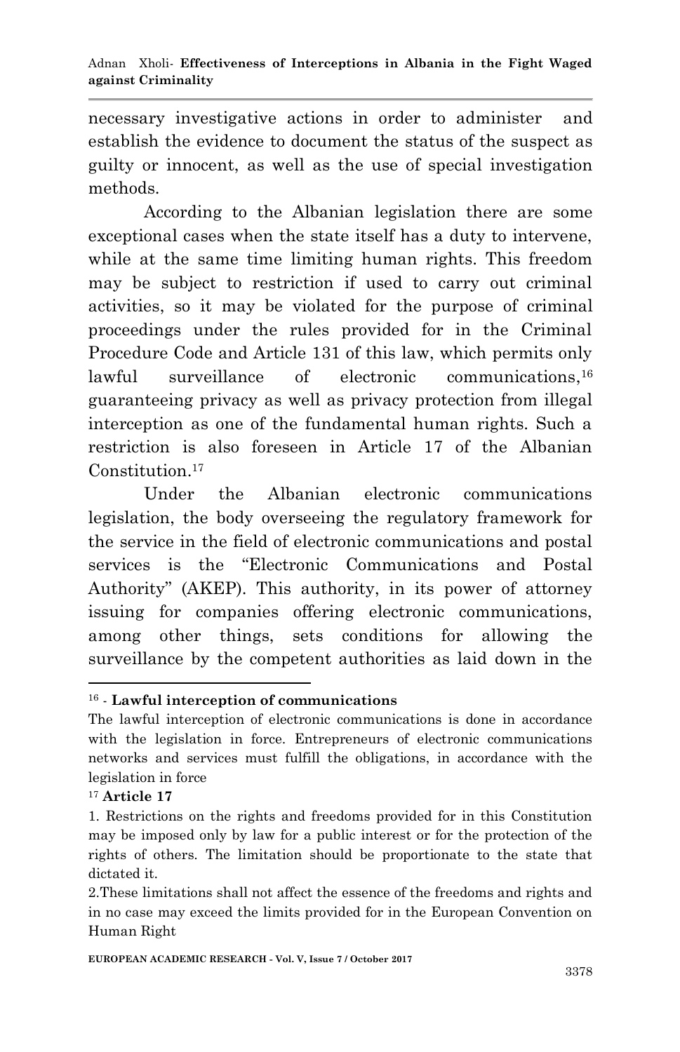necessary investigative actions in order to administer and establish the evidence to document the status of the suspect as guilty or innocent, as well as the use of special investigation methods.

According to the Albanian legislation there are some exceptional cases when the state itself has a duty to intervene, while at the same time limiting human rights. This freedom may be subject to restriction if used to carry out criminal activities, so it may be violated for the purpose of criminal proceedings under the rules provided for in the Criminal Procedure Code and Article 131 of this law, which permits only lawful surveillance of electronic communications,[16] guaranteeing privacy as well as privacy protection from illegal interception as one of the fundamental human rights. Such a restriction is also foreseen in Article 17 of the Albanian Constitution.[17]

Under the Albanian electronic communications legislation, the body overseeing the regulatory framework for the service in the field of electronic communications and postal services is the "Electronic Communications and Postal Authority" (AKEP). This authority, in its power of attorney issuing for companies offering electronic communications, among other things, sets conditions for allowing the surveillance by the competent authorities as laid down in the

---

[16] - **Lawful interception of communications**

The lawful interception of electronic communications is done in accordance with the legislation in force. Entrepreneurs of electronic communications networks and services must fulfill the obligations, in accordance with the legislation in force

[17] **Article 17**

1. Restrictions on the rights and freedoms provided for in this Constitution may be imposed only by law for a public interest or for the protection of the rights of others. The limitation should be proportionate to the state that dictated it.

2.These limitations shall not affect the essence of the freedoms and rights and in no case may exceed the limits provided for in the European Convention on Human Right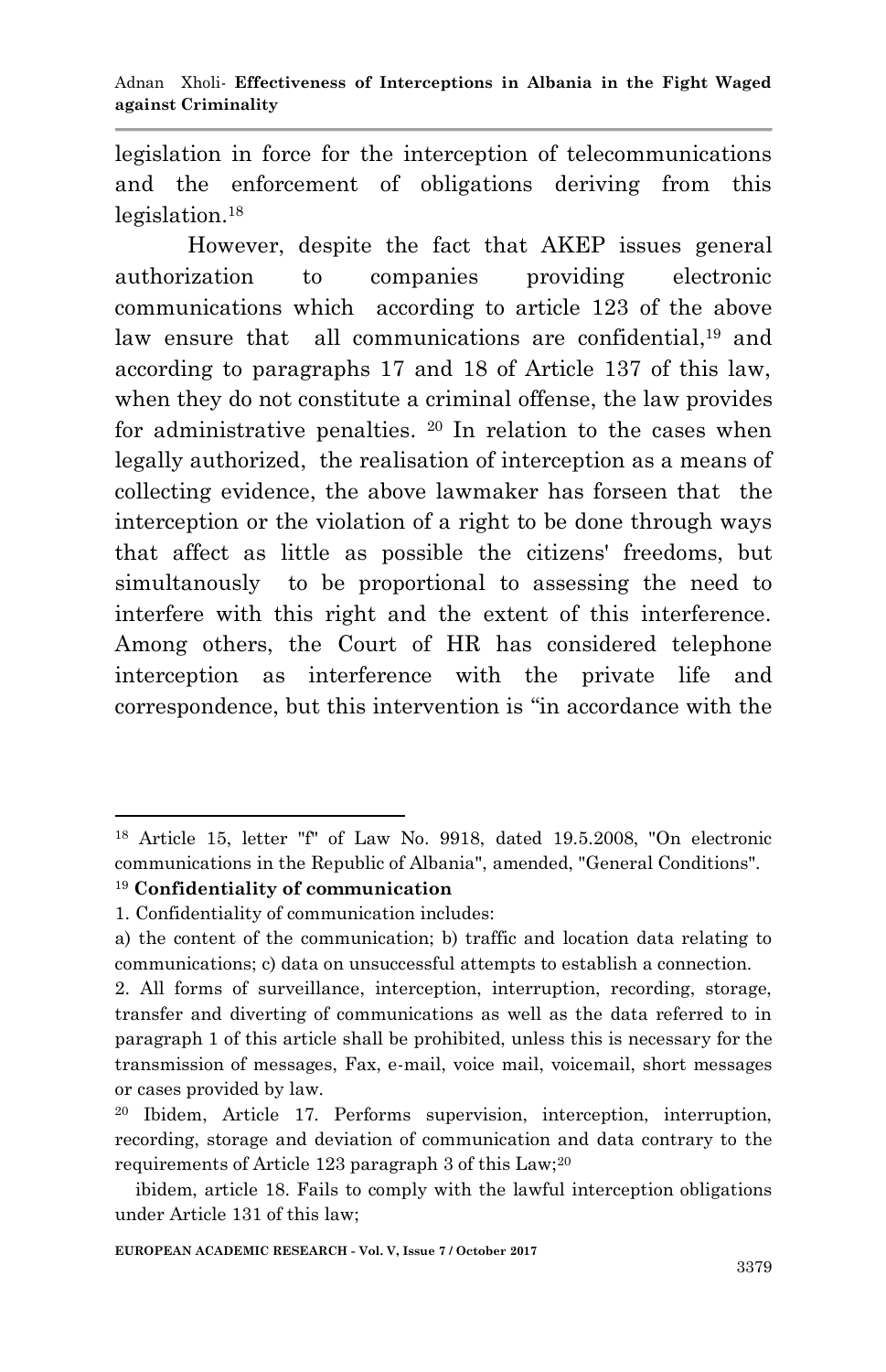legislation in force for the interception of telecommunications and the enforcement of obligations deriving from this legislation.[18]

However, despite the fact that AKEP issues general authorization to companies providing electronic communications which according to article 123 of the above law ensure that all communications are confidential,[19] and according to paragraphs 17 and 18 of Article 137 of this law, when they do not constitute a criminal offense, the law provides for administrative penalties. [20] In relation to the cases when legally authorized, the realisation of interception as a means of collecting evidence, the above lawmaker has forseen that the interception or the violation of a right to be done through ways that affect as little as possible the citizens' freedoms, but simultanously to be proportional to assessing the need to interfere with this right and the extent of this interference. Among others, the Court of HR has considered telephone interception as interference with the private life and correspondence, but this intervention is "in accordance with the

---

[18] Article 15, letter "f" of Law No. 9918, dated 19.5.2008, "On electronic communications in the Republic of Albania", amended, "General Conditions".

[19] **Confidentiality of communication**

1. Confidentiality of communication includes:

a) the content of the communication; b) traffic and location data relating to communications; c) data on unsuccessful attempts to establish a connection.

2. All forms of surveillance, interception, interruption, recording, storage, transfer and diverting of communications as well as the data referred to in paragraph 1 of this article shall be prohibited, unless this is necessary for the transmission of messages, Fax, e-mail, voice mail, voicemail, short messages or cases provided by law.

[20] Ibidem, Article 17. Performs supervision, interception, interruption, recording, storage and deviation of communication and data contrary to the requirements of Article 123 paragraph 3 of this Law;[20]

ibidem, article 18. Fails to comply with the lawful interception obligations under Article 131 of this law;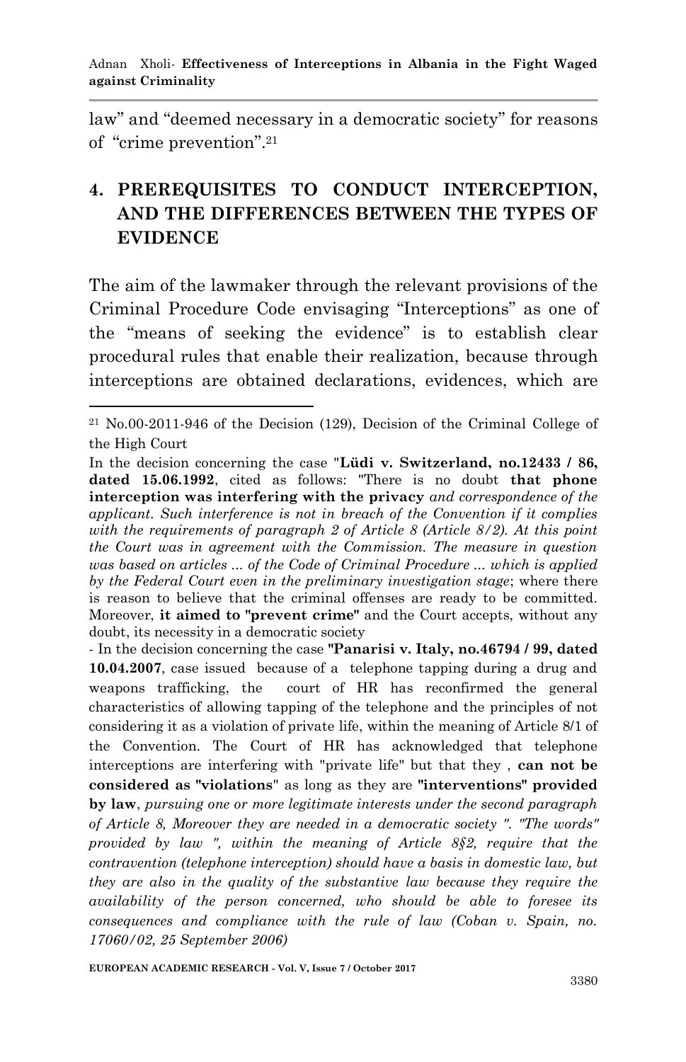law" and "deemed necessary in a democratic society" for reasons of "crime prevention".[21]

## 4. PREREQUISITES TO CONDUCT INTERCEPTION, AND THE DIFFERENCES BETWEEN THE TYPES OF EVIDENCE

The aim of the lawmaker through the relevant provisions of the Criminal Procedure Code envisaging "Interceptions" as one of the "means of seeking the evidence" is to establish clear procedural rules that enable their realization, because through interceptions are obtained declarations, evidences, which are

---

[21] No.00-2011-946 of the Decision (129), Decision of the Criminal College of the High Court

In the decision concerning the case "**Lüdi v. Switzerland, no.12433 / 86, dated 15.06.1992**, cited as follows: "There is no doubt **that phone interception was interfering with the privacy** *and correspondence of the applicant. Such interference is not in breach of the Convention if it complies with the requirements of paragraph 2 of Article 8 (Article 8/2). At this point the Court was in agreement with the Commission. The measure in question was based on articles ... of the Code of Criminal Procedure ... which is applied by the Federal Court even in the preliminary investigation stage*; where there is reason to believe that the criminal offenses are ready to be committed. Moreover, **it aimed to "prevent crime"** and the Court accepts, without any doubt, its necessity in a democratic society

- In the decision concerning the case **"Panarisi v. Italy, no.46794 / 99, dated 10.04.2007**, case issued because of a telephone tapping during a drug and weapons trafficking, the court of HR has reconfirmed the general characteristics of allowing tapping of the telephone and the principles of not considering it as a violation of private life, within the meaning of Article 8/1 of the Convention. The Court of HR has acknowledged that telephone interceptions are interfering with "private life" but that they , **can not be considered as "violations**" as long as they are **"interventions" provided by law**, *pursuing one or more legitimate interests under the second paragraph of Article 8, Moreover they are needed in a democratic society ". "The words" provided by law ", within the meaning of Article 8§2, require that the contravention (telephone interception) should have a basis in domestic law, but they are also in the quality of the substantive law because they require the availability of the person concerned, who should be able to foresee its consequences and compliance with the rule of law (Coban v. Spain, no. 17060/02, 25 September 2006)*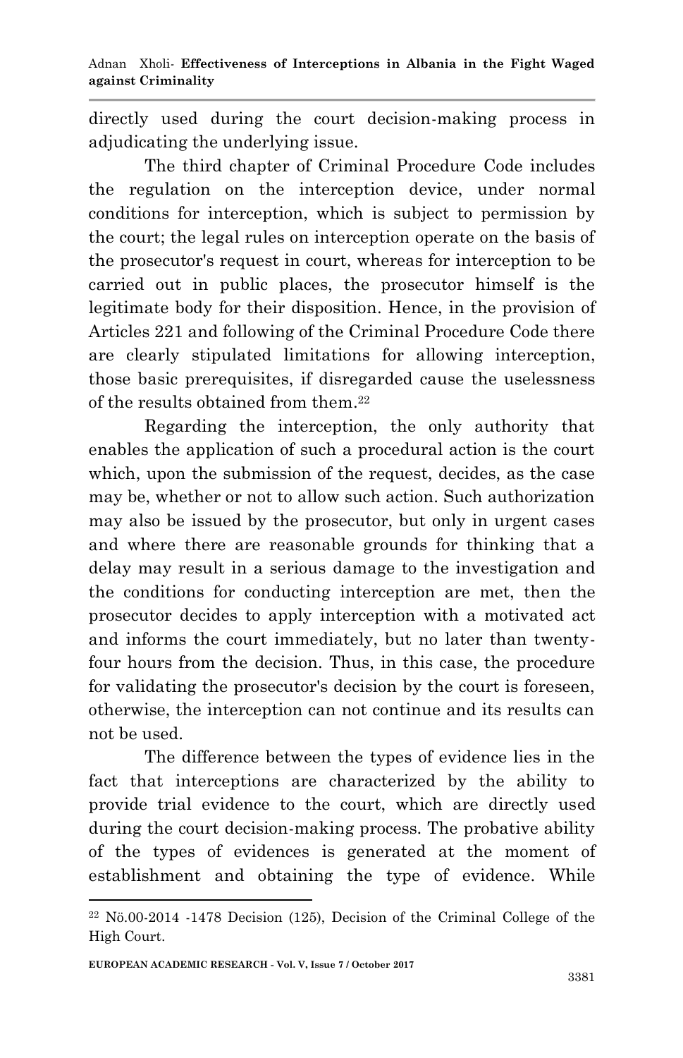directly used during the court decision-making process in adjudicating the underlying issue.

The third chapter of Criminal Procedure Code includes the regulation on the interception device, under normal conditions for interception, which is subject to permission by the court; the legal rules on interception operate on the basis of the prosecutor's request in court, whereas for interception to be carried out in public places, the prosecutor himself is the legitimate body for their disposition. Hence, in the provision of Articles 221 and following of the Criminal Procedure Code there are clearly stipulated limitations for allowing interception, those basic prerequisites, if disregarded cause the uselessness of the results obtained from them.[22]

Regarding the interception, the only authority that enables the application of such a procedural action is the court which, upon the submission of the request, decides, as the case may be, whether or not to allow such action. Such authorization may also be issued by the prosecutor, but only in urgent cases and where there are reasonable grounds for thinking that a delay may result in a serious damage to the investigation and the conditions for conducting interception are met, then the prosecutor decides to apply interception with a motivated act and informs the court immediately, but no later than twenty-four hours from the decision. Thus, in this case, the procedure for validating the prosecutor's decision by the court is foreseen, otherwise, the interception can not continue and its results can not be used.

The difference between the types of evidence lies in the fact that interceptions are characterized by the ability to provide trial evidence to the court, which are directly used during the court decision-making process. The probative ability of the types of evidences is generated at the moment of establishment and obtaining the type of evidence. While

[22] Nö.00-2014 -1478 Decision (125), Decision of the Criminal College of the High Court.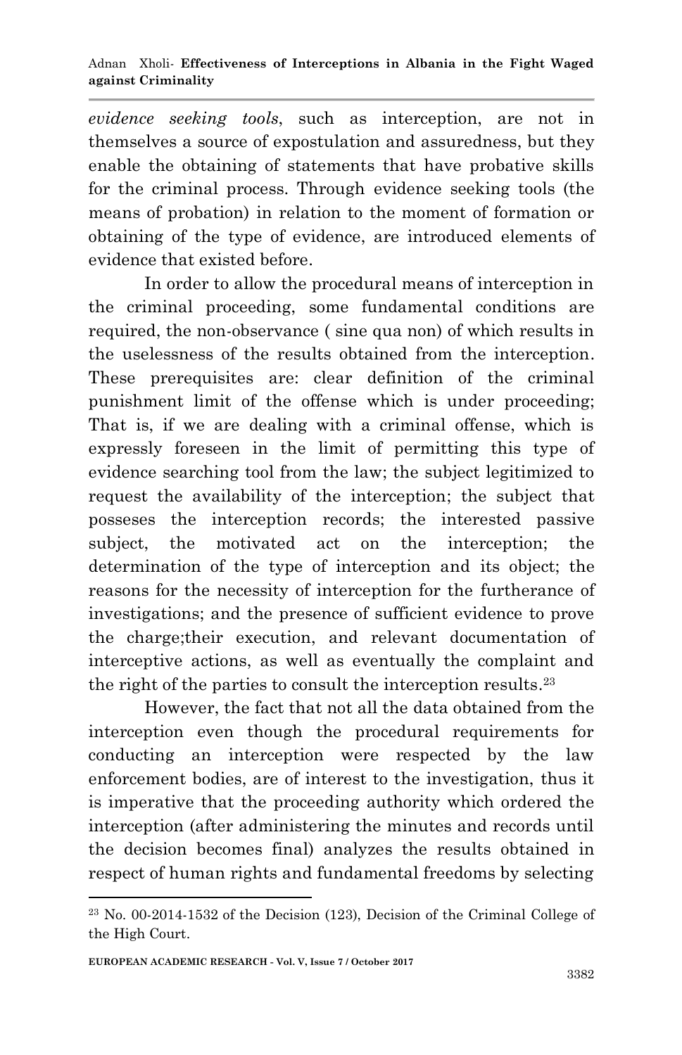*evidence seeking tools*, such as interception, are not in themselves a source of expostulation and assuredness, but they enable the obtaining of statements that have probative skills for the criminal process. Through evidence seeking tools (the means of probation) in relation to the moment of formation or obtaining of the type of evidence, are introduced elements of evidence that existed before.

In order to allow the procedural means of interception in the criminal proceeding, some fundamental conditions are required, the non-observance ( sine qua non) of which results in the uselessness of the results obtained from the interception. These prerequisites are: clear definition of the criminal punishment limit of the offense which is under proceeding; That is, if we are dealing with a criminal offense, which is expressly foreseen in the limit of permitting this type of evidence searching tool from the law; the subject legitimized to request the availability of the interception; the subject that posseses the interception records; the interested passive subject, the motivated act on the interception; the determination of the type of interception and its object; the reasons for the necessity of interception for the furtherance of investigations; and the presence of sufficient evidence to prove the charge;their execution, and relevant documentation of interceptive actions, as well as eventually the complaint and the right of the parties to consult the interception results.[23]

However, the fact that not all the data obtained from the interception even though the procedural requirements for conducting an interception were respected by the law enforcement bodies, are of interest to the investigation, thus it is imperative that the proceeding authority which ordered the interception (after administering the minutes and records until the decision becomes final) analyzes the results obtained in respect of human rights and fundamental freedoms by selecting

[23] No. 00-2014-1532 of the Decision (123), Decision of the Criminal College of the High Court.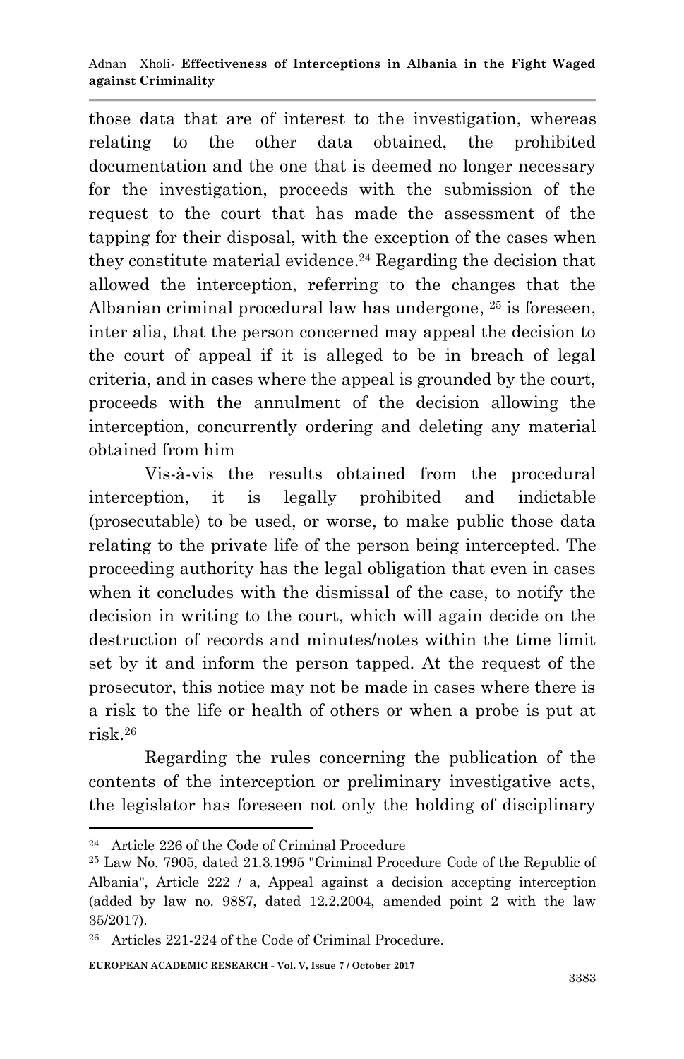those data that are of interest to the investigation, whereas relating to the other data obtained, the prohibited documentation and the one that is deemed no longer necessary for the investigation, proceeds with the submission of the request to the court that has made the assessment of the tapping for their disposal, with the exception of the cases when they constitute material evidence.[24] Regarding the decision that allowed the interception, referring to the changes that the Albanian criminal procedural law has undergone, [25] is foreseen, inter alia, that the person concerned may appeal the decision to the court of appeal if it is alleged to be in breach of legal criteria, and in cases where the appeal is grounded by the court, proceeds with the annulment of the decision allowing the interception, concurrently ordering and deleting any material obtained from him

Vis-à-vis the results obtained from the procedural interception, it is legally prohibited and indictable (prosecutable) to be used, or worse, to make public those data relating to the private life of the person being intercepted. The proceeding authority has the legal obligation that even in cases when it concludes with the dismissal of the case, to notify the decision in writing to the court, which will again decide on the destruction of records and minutes/notes within the time limit set by it and inform the person tapped. At the request of the prosecutor, this notice may not be made in cases where there is a risk to the life or health of others or when a probe is put at risk.[26]

Regarding the rules concerning the publication of the contents of the interception or preliminary investigative acts, the legislator has foreseen not only the holding of disciplinary

---

[24] Article 226 of the Code of Criminal Procedure

[25] Law No. 7905, dated 21.3.1995 "Criminal Procedure Code of the Republic of Albania", Article 222 / a, Appeal against a decision accepting interception (added by law no. 9887, dated 12.2.2004, amended point 2 with the law 35/2017).

[26] Articles 221-224 of the Code of Criminal Procedure.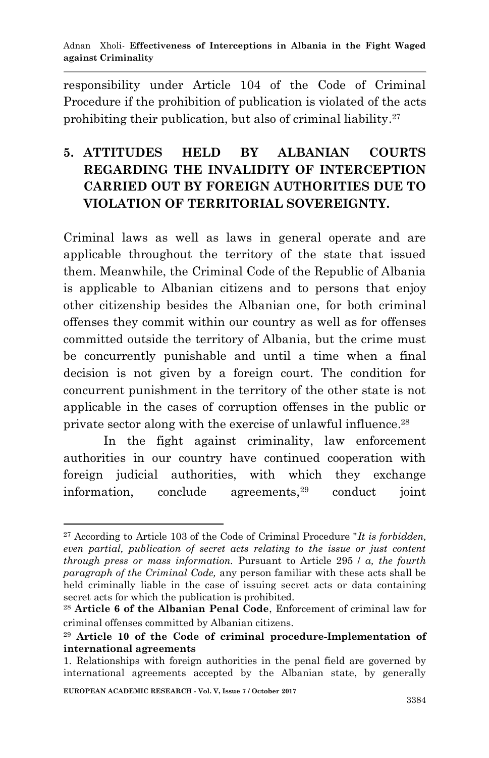responsibility under Article 104 of the Code of Criminal Procedure if the prohibition of publication is violated of the acts prohibiting their publication, but also of criminal liability.[27]

## 5. ATTITUDES HELD BY ALBANIAN COURTS REGARDING THE INVALIDITY OF INTERCEPTION CARRIED OUT BY FOREIGN AUTHORITIES DUE TO VIOLATION OF TERRITORIAL SOVEREIGNTY.

Criminal laws as well as laws in general operate and are applicable throughout the territory of the state that issued them. Meanwhile, the Criminal Code of the Republic of Albania is applicable to Albanian citizens and to persons that enjoy other citizenship besides the Albanian one, for both criminal offenses they commit within our country as well as for offenses committed outside the territory of Albania, but the crime must be concurrently punishable and until a time when a final decision is not given by a foreign court. The condition for concurrent punishment in the territory of the other state is not applicable in the cases of corruption offenses in the public or private sector along with the exercise of unlawful influence.[28]

In the fight against criminality, law enforcement authorities in our country have continued cooperation with foreign judicial authorities, with which they exchange information, conclude agreements,[29] conduct joint

---

[27] According to Article 103 of the Code of Criminal Procedure "*It is forbidden, even partial, publication of secret acts relating to the issue or just content through press or mass information.* Pursuant to Article 295 / *a, the fourth paragraph of the Criminal Code,* any person familiar with these acts shall be held criminally liable in the case of issuing secret acts or data containing secret acts for which the publication is prohibited.

[28] **Article 6 of the Albanian Penal Code**, Enforcement of criminal law for criminal offenses committed by Albanian citizens.

[29] **Article 10 of the Code of criminal procedure-Implementation of international agreements**

1. Relationships with foreign authorities in the penal field are governed by international agreements accepted by the Albanian state, by generally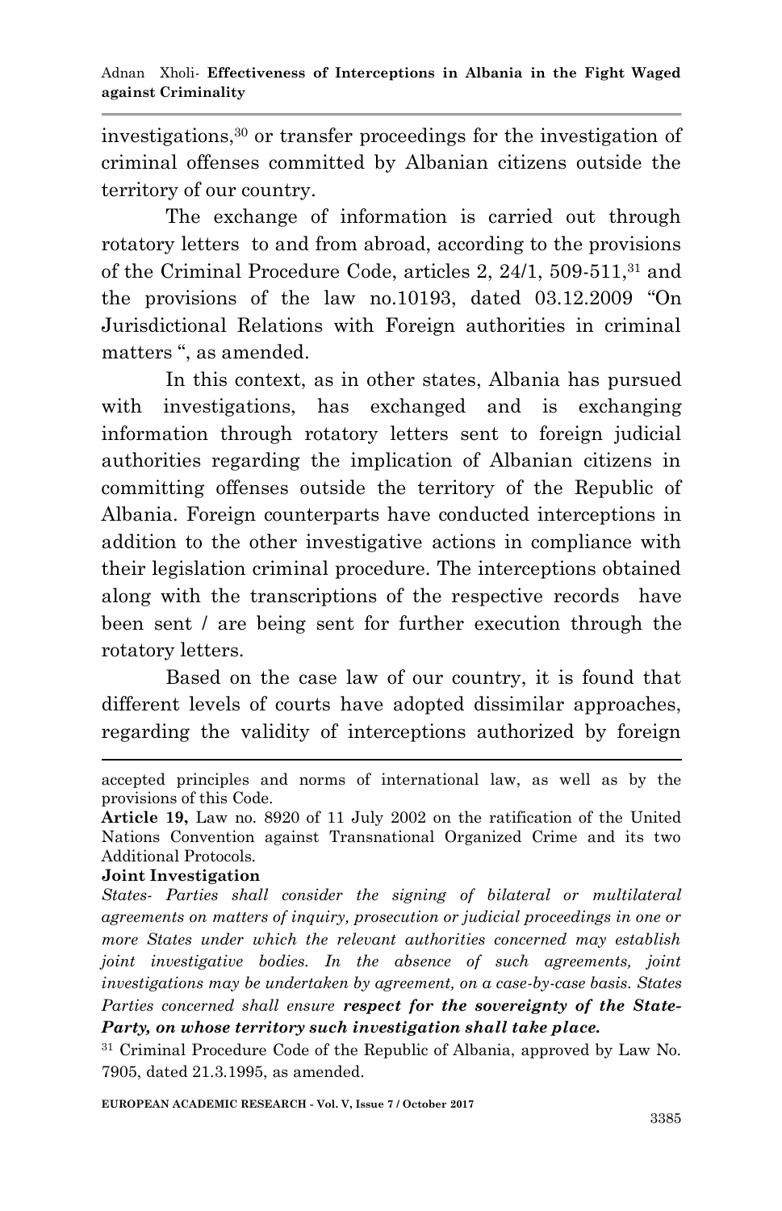investigations,[30] or transfer proceedings for the investigation of criminal offenses committed by Albanian citizens outside the territory of our country.

The exchange of information is carried out through rotatory letters to and from abroad, according to the provisions of the Criminal Procedure Code, articles 2, 24/1, 509-511,[31] and the provisions of the law no.10193, dated 03.12.2009 "On Jurisdictional Relations with Foreign authorities in criminal matters ", as amended.

In this context, as in other states, Albania has pursued with investigations, has exchanged and is exchanging information through rotatory letters sent to foreign judicial authorities regarding the implication of Albanian citizens in committing offenses outside the territory of the Republic of Albania. Foreign counterparts have conducted interceptions in addition to the other investigative actions in compliance with their legislation criminal procedure. The interceptions obtained along with the transcriptions of the respective records have been sent / are being sent for further execution through the rotatory letters.

Based on the case law of our country, it is found that different levels of courts have adopted dissimilar approaches, regarding the validity of interceptions authorized by foreign

---

accepted principles and norms of international law, as well as by the provisions of this Code.

**Article 19,** Law no. 8920 of 11 July 2002 on the ratification of the United Nations Convention against Transnational Organized Crime and its two Additional Protocols.

**Joint Investigation**

*States- Parties shall consider the signing of bilateral or multilateral agreements on matters of inquiry, prosecution or judicial proceedings in one or more States under which the relevant authorities concerned may establish joint investigative bodies. In the absence of such agreements, joint investigations may be undertaken by agreement, on a case-by-case basis. States Parties concerned shall ensure* ***respect for the sovereignty of the State-Party, on whose territory such investigation shall take place.***

[31] Criminal Procedure Code of the Republic of Albania, approved by Law No. 7905, dated 21.3.1995, as amended.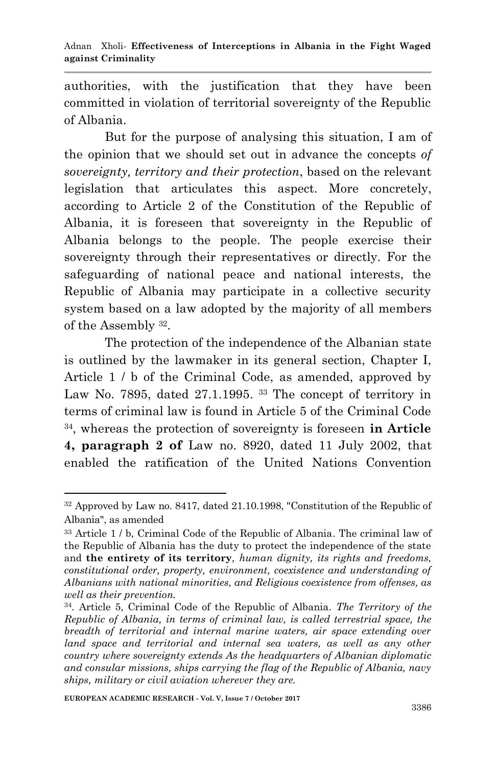authorities, with the justification that they have been committed in violation of territorial sovereignty of the Republic of Albania.

But for the purpose of analysing this situation, I am of the opinion that we should set out in advance the concepts *of sovereignty, territory and their protection*, based on the relevant legislation that articulates this aspect. More concretely, according to Article 2 of the Constitution of the Republic of Albania, it is foreseen that sovereignty in the Republic of Albania belongs to the people. The people exercise their sovereignty through their representatives or directly. For the safeguarding of national peace and national interests, the Republic of Albania may participate in a collective security system based on a law adopted by the majority of all members of the Assembly [32].

The protection of the independence of the Albanian state is outlined by the lawmaker in its general section, Chapter I, Article 1 / b of the Criminal Code, as amended, approved by Law No. 7895, dated 27.1.1995. [33] The concept of territory in terms of criminal law is found in Article 5 of the Criminal Code [34], whereas the protection of sovereignty is foreseen **in Article 4, paragraph 2 of** Law no. 8920, dated 11 July 2002, that enabled the ratification of the United Nations Convention

---

[32] Approved by Law no. 8417, dated 21.10.1998, "Constitution of the Republic of Albania", as amended

[33] Article 1 / b, Criminal Code of the Republic of Albania. The criminal law of the Republic of Albania has the duty to protect the independence of the state and **the entirety of its territory**, *human dignity, its rights and freedoms, constitutional order, property, environment, coexistence and understanding of Albanians with national minorities, and Religious coexistence from offenses, as well as their prevention.*

[34]. Article 5, Criminal Code of the Republic of Albania. *The Territory of the Republic of Albania, in terms of criminal law, is called terrestrial space, the breadth of territorial and internal marine waters, air space extending over land space and territorial and internal sea waters, as well as any other country where sovereignty extends As the headquarters of Albanian diplomatic and consular missions, ships carrying the flag of the Republic of Albania, navy ships, military or civil aviation wherever they are.*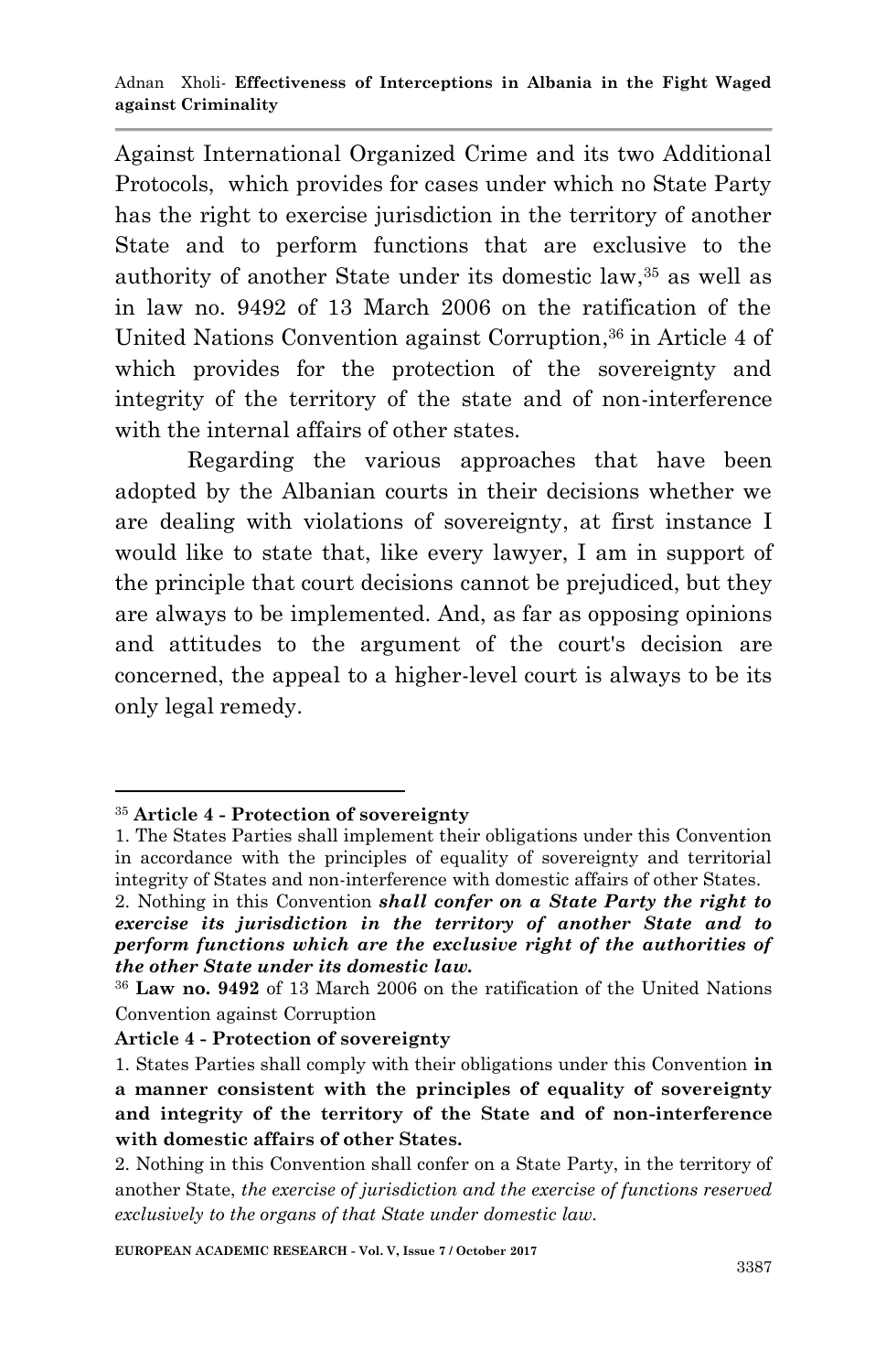Against International Organized Crime and its two Additional Protocols, which provides for cases under which no State Party has the right to exercise jurisdiction in the territory of another State and to perform functions that are exclusive to the authority of another State under its domestic law,[35] as well as in law no. 9492 of 13 March 2006 on the ratification of the United Nations Convention against Corruption,[36] in Article 4 of which provides for the protection of the sovereignty and integrity of the territory of the state and of non-interference with the internal affairs of other states.

Regarding the various approaches that have been adopted by the Albanian courts in their decisions whether we are dealing with violations of sovereignty, at first instance I would like to state that, like every lawyer, I am in support of the principle that court decisions cannot be prejudiced, but they are always to be implemented. And, as far as opposing opinions and attitudes to the argument of the court's decision are concerned, the appeal to a higher-level court is always to be its only legal remedy.

---

[35] **Article 4 - Protection of sovereignty**

1. The States Parties shall implement their obligations under this Convention in accordance with the principles of equality of sovereignty and territorial integrity of States and non-interference with domestic affairs of other States.

2. Nothing in this Convention ***shall confer on a State Party the right to exercise its jurisdiction in the territory of another State and to perform functions which are the exclusive right of the authorities of the other State under its domestic law.***

[36] **Law no. 9492** of 13 March 2006 on the ratification of the United Nations Convention against Corruption

**Article 4 - Protection of sovereignty**

1. States Parties shall comply with their obligations under this Convention **in a manner consistent with the principles of equality of sovereignty and integrity of the territory of the State and of non-interference with domestic affairs of other States.**

2. Nothing in this Convention shall confer on a State Party, in the territory of another State, *the exercise of jurisdiction and the exercise of functions reserved exclusively to the organs of that State under domestic law.*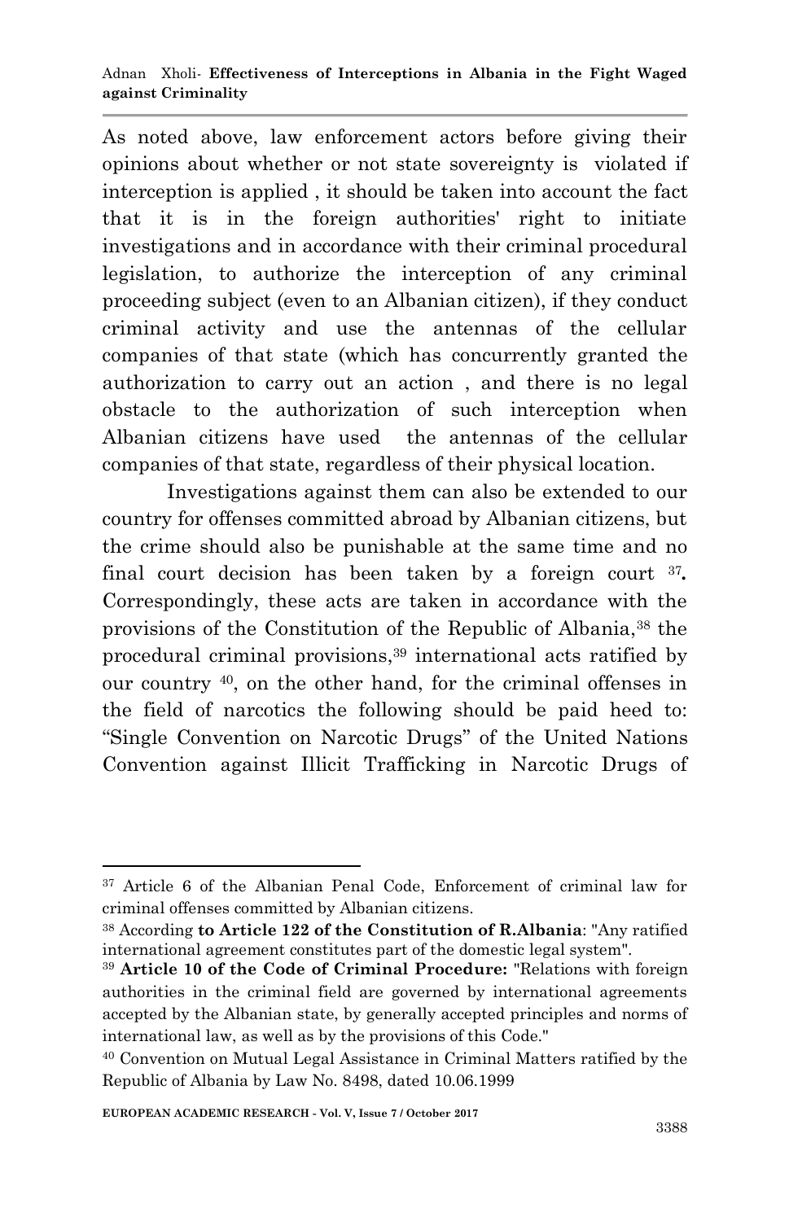As noted above, law enforcement actors before giving their opinions about whether or not state sovereignty is violated if interception is applied , it should be taken into account the fact that it is in the foreign authorities' right to initiate investigations and in accordance with their criminal procedural legislation, to authorize the interception of any criminal proceeding subject (even to an Albanian citizen), if they conduct criminal activity and use the antennas of the cellular companies of that state (which has concurrently granted the authorization to carry out an action , and there is no legal obstacle to the authorization of such interception when Albanian citizens have used the antennas of the cellular companies of that state, regardless of their physical location.

Investigations against them can also be extended to our country for offenses committed abroad by Albanian citizens, but the crime should also be punishable at the same time and no final court decision has been taken by a foreign court [37]**.** Correspondingly, these acts are taken in accordance with the provisions of the Constitution of the Republic of Albania,[38] the procedural criminal provisions,[39] international acts ratified by our country [40], on the other hand, for the criminal offenses in the field of narcotics the following should be paid heed to: "Single Convention on Narcotic Drugs" of the United Nations Convention against Illicit Trafficking in Narcotic Drugs of

---

[37] Article 6 of the Albanian Penal Code, Enforcement of criminal law for criminal offenses committed by Albanian citizens.

[38] According **to Article 122 of the Constitution of R.Albania**: "Any ratified international agreement constitutes part of the domestic legal system".

[39] **Article 10 of the Code of Criminal Procedure:** "Relations with foreign authorities in the criminal field are governed by international agreements accepted by the Albanian state, by generally accepted principles and norms of international law, as well as by the provisions of this Code."

[40] Convention on Mutual Legal Assistance in Criminal Matters ratified by the Republic of Albania by Law No. 8498, dated 10.06.1999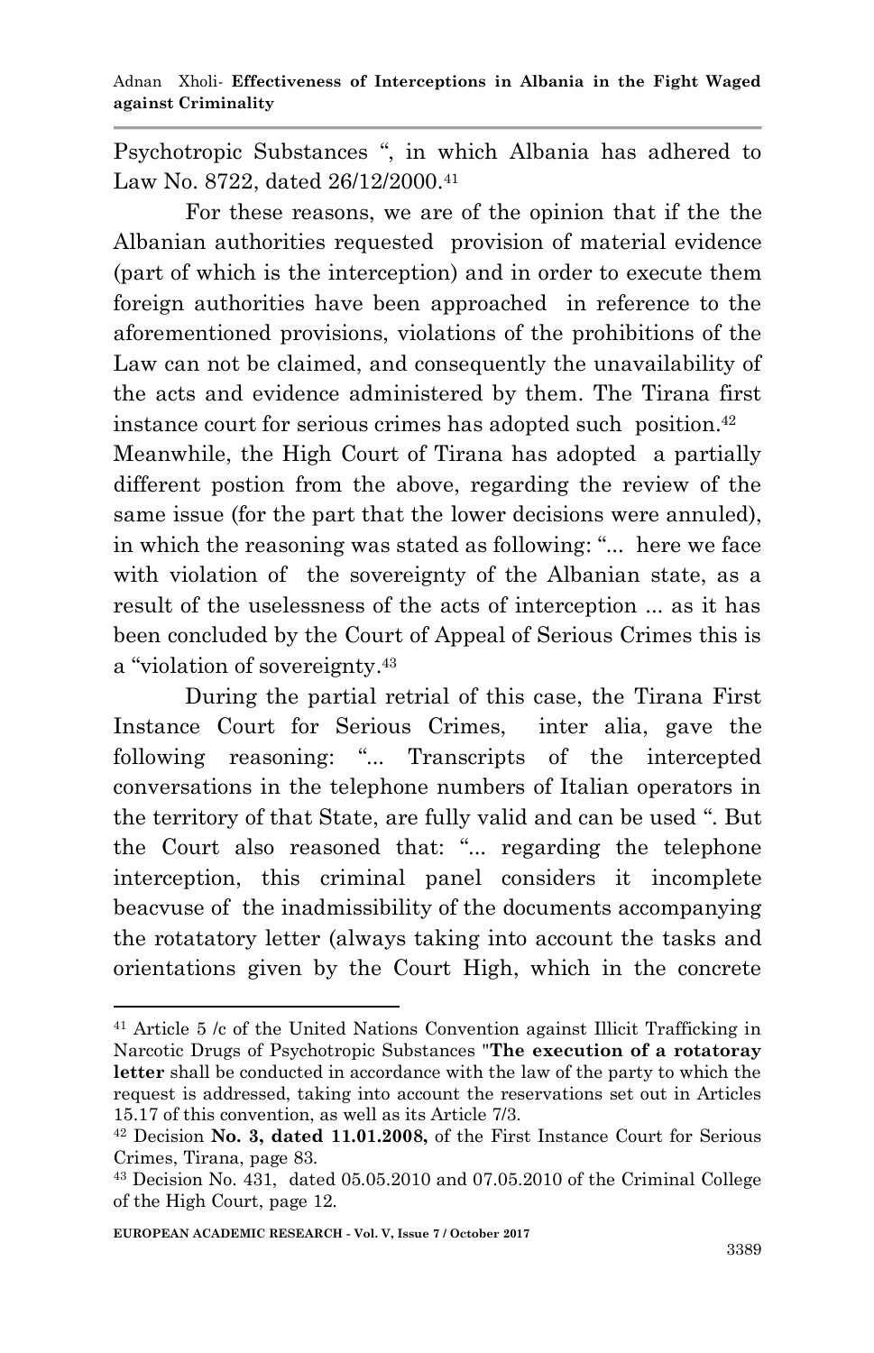Psychotropic Substances ", in which Albania has adhered to Law No. 8722, dated 26/12/2000.[41]

For these reasons, we are of the opinion that if the the Albanian authorities requested provision of material evidence (part of which is the interception) and in order to execute them foreign authorities have been approached in reference to the aforementioned provisions, violations of the prohibitions of the Law can not be claimed, and consequently the unavailability of the acts and evidence administered by them. The Tirana first instance court for serious crimes has adopted such position.[42]

Meanwhile, the High Court of Tirana has adopted a partially different postion from the above, regarding the review of the same issue (for the part that the lower decisions were annuled), in which the reasoning was stated as following: "... here we face with violation of the sovereignty of the Albanian state, as a result of the uselessness of the acts of interception ... as it has been concluded by the Court of Appeal of Serious Crimes this is a "violation of sovereignty.[43]

During the partial retrial of this case, the Tirana First Instance Court for Serious Crimes, inter alia, gave the following reasoning: "... Transcripts of the intercepted conversations in the telephone numbers of Italian operators in the territory of that State, are fully valid and can be used ". But the Court also reasoned that: "... regarding the telephone interception, this criminal panel considers it incomplete beacvuse of the inadmissibility of the documents accompanying the rotatatory letter (always taking into account the tasks and orientations given by the Court High, which in the concrete

---

[41] Article 5 /c of the United Nations Convention against Illicit Trafficking in Narcotic Drugs of Psychotropic Substances "**The execution of a rotatoray letter** shall be conducted in accordance with the law of the party to which the request is addressed, taking into account the reservations set out in Articles 15.17 of this convention, as well as its Article 7/3.

[42] Decision **No. 3, dated 11.01.2008,** of the First Instance Court for Serious Crimes, Tirana, page 83.

[43] Decision No. 431, dated 05.05.2010 and 07.05.2010 of the Criminal College of the High Court, page 12.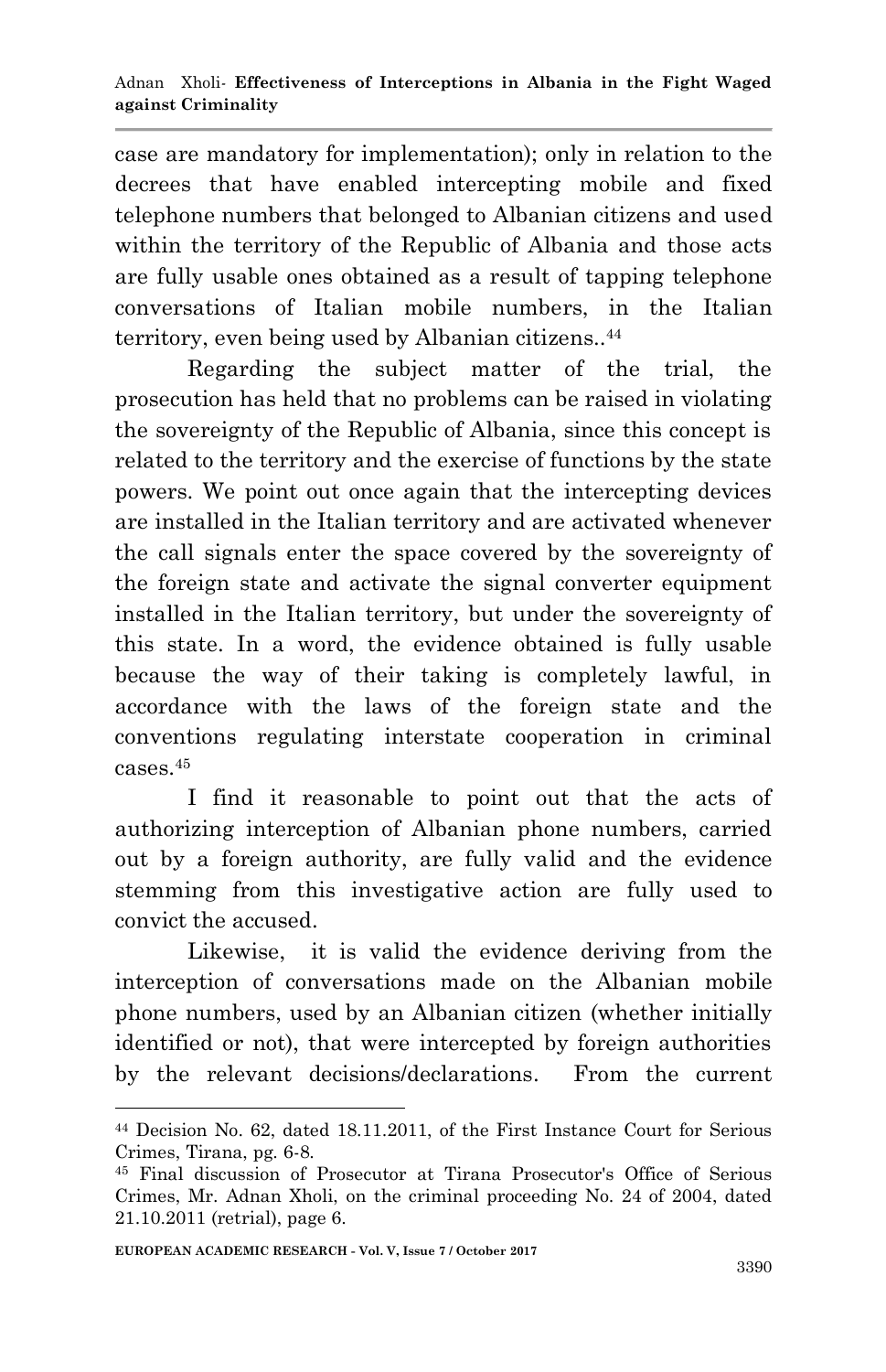case are mandatory for implementation); only in relation to the decrees that have enabled intercepting mobile and fixed telephone numbers that belonged to Albanian citizens and used within the territory of the Republic of Albania and those acts are fully usable ones obtained as a result of tapping telephone conversations of Italian mobile numbers, in the Italian territory, even being used by Albanian citizens..[44]

Regarding the subject matter of the trial, the prosecution has held that no problems can be raised in violating the sovereignty of the Republic of Albania, since this concept is related to the territory and the exercise of functions by the state powers. We point out once again that the intercepting devices are installed in the Italian territory and are activated whenever the call signals enter the space covered by the sovereignty of the foreign state and activate the signal converter equipment installed in the Italian territory, but under the sovereignty of this state. In a word, the evidence obtained is fully usable because the way of their taking is completely lawful, in accordance with the laws of the foreign state and the conventions regulating interstate cooperation in criminal cases.[45]

I find it reasonable to point out that the acts of authorizing interception of Albanian phone numbers, carried out by a foreign authority, are fully valid and the evidence stemming from this investigative action are fully used to convict the accused.

Likewise, it is valid the evidence deriving from the interception of conversations made on the Albanian mobile phone numbers, used by an Albanian citizen (whether initially identified or not), that were intercepted by foreign authorities by the relevant decisions/declarations. From the current

---

[44] Decision No. 62, dated 18.11.2011, of the First Instance Court for Serious Crimes, Tirana, pg. 6-8.

[45] Final discussion of Prosecutor at Tirana Prosecutor's Office of Serious Crimes, Mr. Adnan Xholi, on the criminal proceeding No. 24 of 2004, dated 21.10.2011 (retrial), page 6.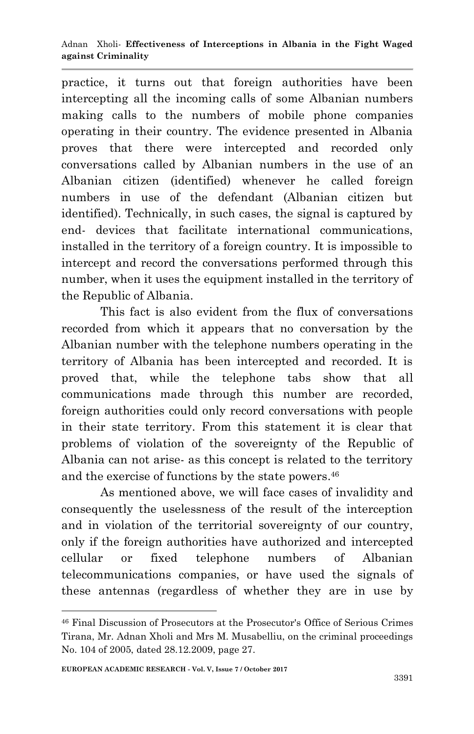practice, it turns out that foreign authorities have been intercepting all the incoming calls of some Albanian numbers making calls to the numbers of mobile phone companies operating in their country. The evidence presented in Albania proves that there were intercepted and recorded only conversations called by Albanian numbers in the use of an Albanian citizen (identified) whenever he called foreign numbers in use of the defendant (Albanian citizen but identified). Technically, in such cases, the signal is captured by end- devices that facilitate international communications, installed in the territory of a foreign country. It is impossible to intercept and record the conversations performed through this number, when it uses the equipment installed in the territory of the Republic of Albania.

This fact is also evident from the flux of conversations recorded from which it appears that no conversation by the Albanian number with the telephone numbers operating in the territory of Albania has been intercepted and recorded. It is proved that, while the telephone tabs show that all communications made through this number are recorded, foreign authorities could only record conversations with people in their state territory. From this statement it is clear that problems of violation of the sovereignty of the Republic of Albania can not arise- as this concept is related to the territory and the exercise of functions by the state powers.[46]

As mentioned above, we will face cases of invalidity and consequently the uselessness of the result of the interception and in violation of the territorial sovereignty of our country, only if the foreign authorities have authorized and intercepted cellular or fixed telephone numbers of Albanian telecommunications companies, or have used the signals of these antennas (regardless of whether they are in use by

[46] Final Discussion of Prosecutors at the Prosecutor's Office of Serious Crimes Tirana, Mr. Adnan Xholi and Mrs M. Musabelliu, on the criminal proceedings No. 104 of 2005, dated 28.12.2009, page 27.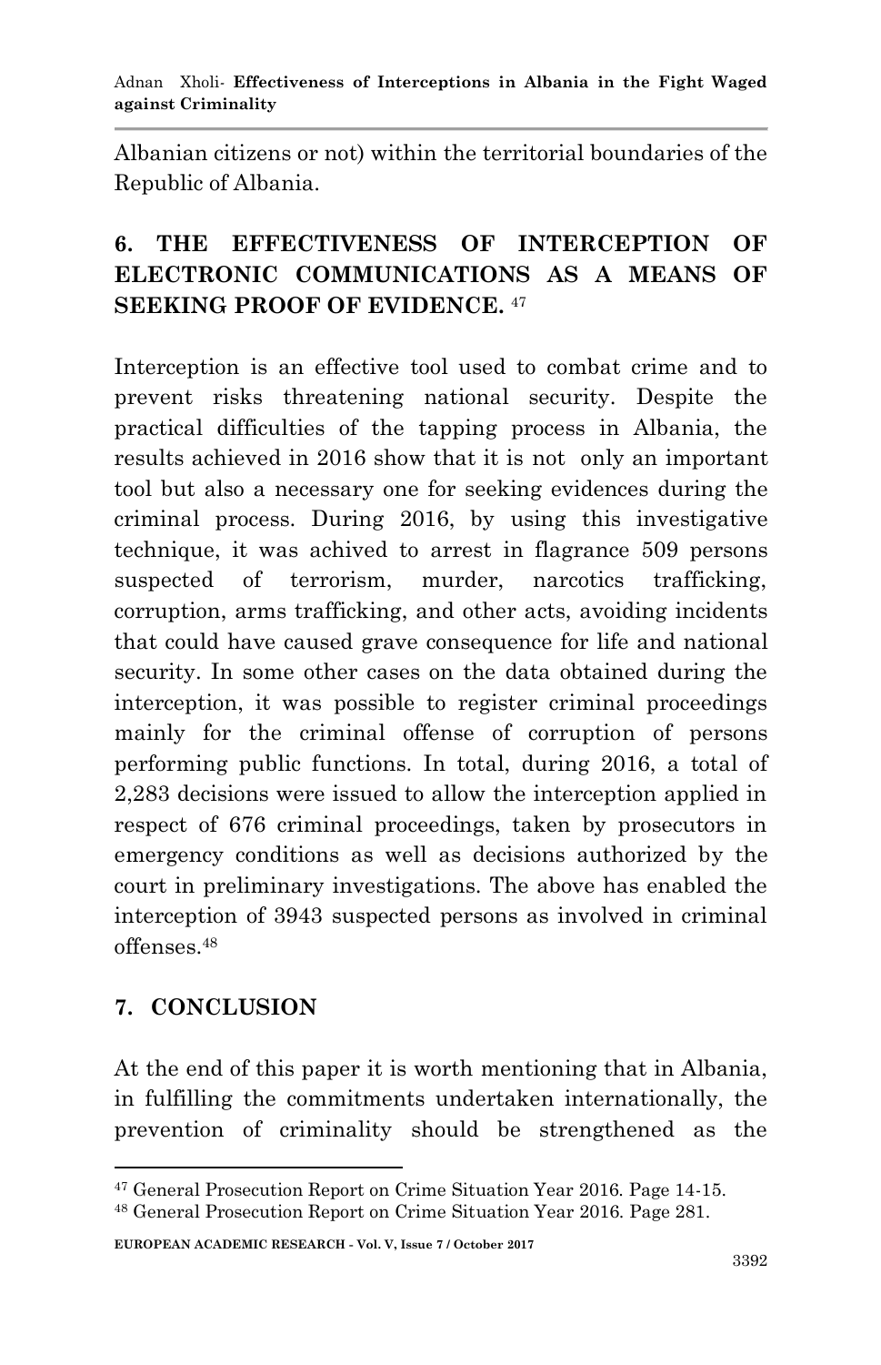Albanian citizens or not) within the territorial boundaries of the Republic of Albania.

## 6. THE EFFECTIVENESS OF INTERCEPTION OF ELECTRONIC COMMUNICATIONS AS A MEANS OF SEEKING PROOF OF EVIDENCE. [47]

Interception is an effective tool used to combat crime and to prevent risks threatening national security. Despite the practical difficulties of the tapping process in Albania, the results achieved in 2016 show that it is not only an important tool but also a necessary one for seeking evidences during the criminal process. During 2016, by using this investigative technique, it was achived to arrest in flagrance 509 persons suspected of terrorism, murder, narcotics trafficking, corruption, arms trafficking, and other acts, avoiding incidents that could have caused grave consequence for life and national security. In some other cases on the data obtained during the interception, it was possible to register criminal proceedings mainly for the criminal offense of corruption of persons performing public functions. In total, during 2016, a total of 2,283 decisions were issued to allow the interception applied in respect of 676 criminal proceedings, taken by prosecutors in emergency conditions as well as decisions authorized by the court in preliminary investigations. The above has enabled the interception of 3943 suspected persons as involved in criminal offenses.[48]

## 7. CONCLUSION

At the end of this paper it is worth mentioning that in Albania, in fulfilling the commitments undertaken internationally, the prevention of criminality should be strengthened as the

---

[47] General Prosecution Report on Crime Situation Year 2016. Page 14-15.

[48] General Prosecution Report on Crime Situation Year 2016. Page 281.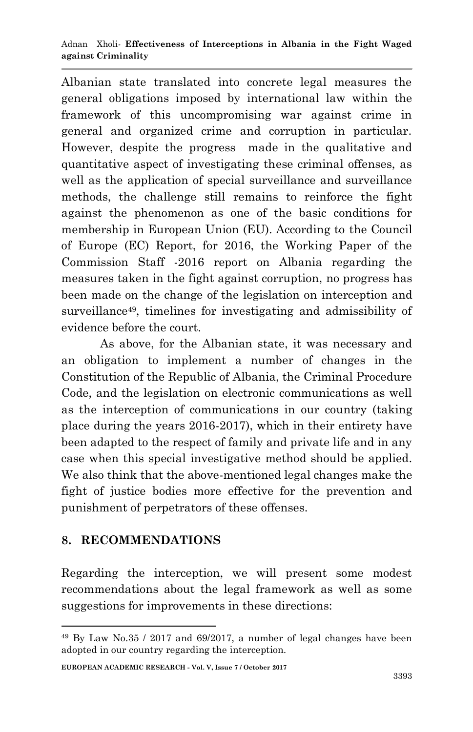Albanian state translated into concrete legal measures the general obligations imposed by international law within the framework of this uncompromising war against crime in general and organized crime and corruption in particular. However, despite the progress made in the qualitative and quantitative aspect of investigating these criminal offenses, as well as the application of special surveillance and surveillance methods, the challenge still remains to reinforce the fight against the phenomenon as one of the basic conditions for membership in European Union (EU). According to the Council of Europe (EC) Report, for 2016, the Working Paper of the Commission Staff -2016 report on Albania regarding the measures taken in the fight against corruption, no progress has been made on the change of the legislation on interception and surveillance[49], timelines for investigating and admissibility of evidence before the court.

As above, for the Albanian state, it was necessary and an obligation to implement a number of changes in the Constitution of the Republic of Albania, the Criminal Procedure Code, and the legislation on electronic communications as well as the interception of communications in our country (taking place during the years 2016-2017), which in their entirety have been adapted to the respect of family and private life and in any case when this special investigative method should be applied. We also think that the above-mentioned legal changes make the fight of justice bodies more effective for the prevention and punishment of perpetrators of these offenses.

## 8. RECOMMENDATIONS

Regarding the interception, we will present some modest recommendations about the legal framework as well as some suggestions for improvements in these directions:

---

[49] By Law No.35 / 2017 and 69/2017, a number of legal changes have been adopted in our country regarding the interception.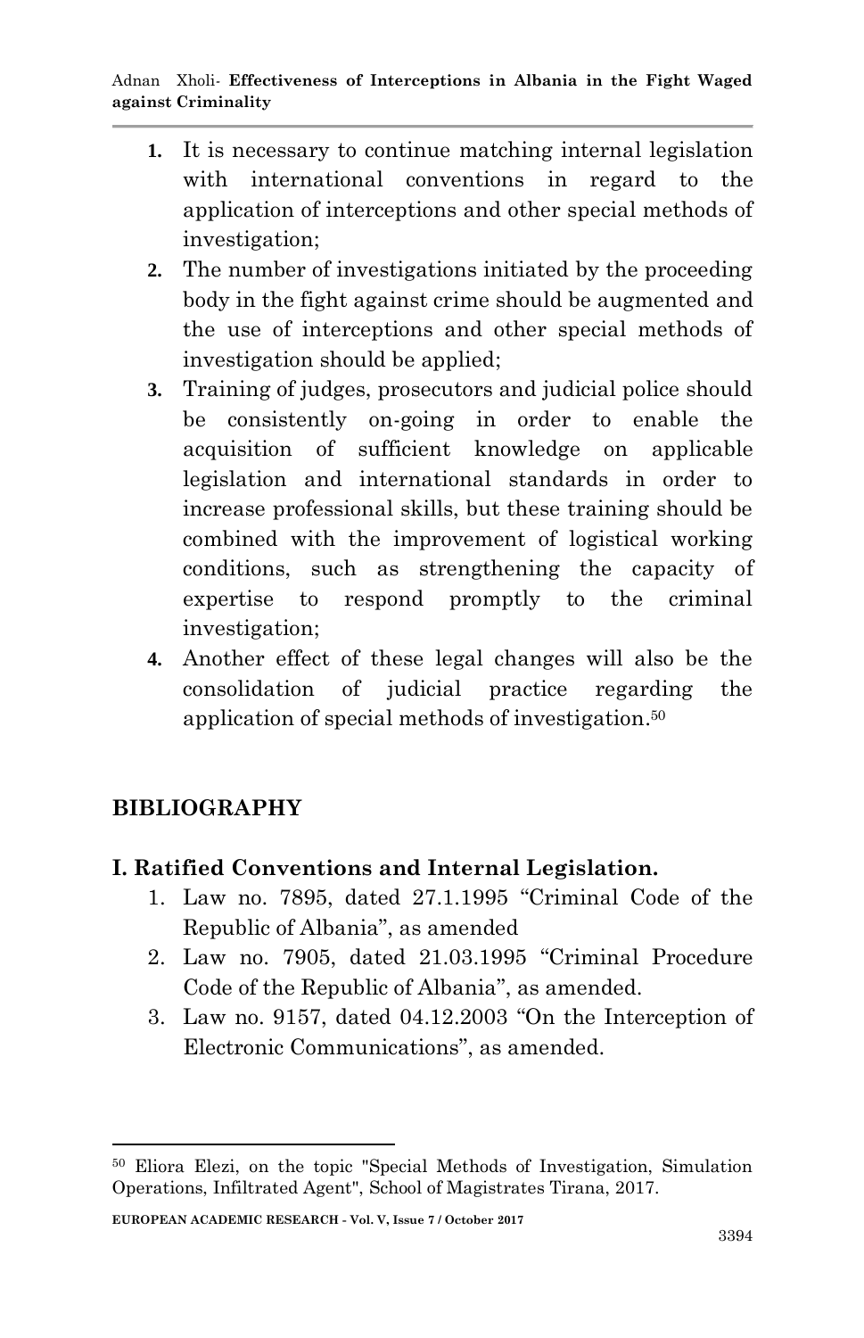1. It is necessary to continue matching internal legislation with international conventions in regard to the application of interceptions and other special methods of investigation;
2. The number of investigations initiated by the proceeding body in the fight against crime should be augmented and the use of interceptions and other special methods of investigation should be applied;
3. Training of judges, prosecutors and judicial police should be consistently on-going in order to enable the acquisition of sufficient knowledge on applicable legislation and international standards in order to increase professional skills, but these training should be combined with the improvement of logistical working conditions, such as strengthening the capacity of expertise to respond promptly to the criminal investigation;
4. Another effect of these legal changes will also be the consolidation of judicial practice regarding the application of special methods of investigation.[50]

## BIBLIOGRAPHY

### I. Ratified Conventions and Internal Legislation.

1. Law no. 7895, dated 27.1.1995 "Criminal Code of the Republic of Albania", as amended
2. Law no. 7905, dated 21.03.1995 "Criminal Procedure Code of the Republic of Albania", as amended.
3. Law no. 9157, dated 04.12.2003 "On the Interception of Electronic Communications", as amended.

---

[50] Eliora Elezi, on the topic "Special Methods of Investigation, Simulation Operations, Infiltrated Agent", School of Magistrates Tirana, 2017.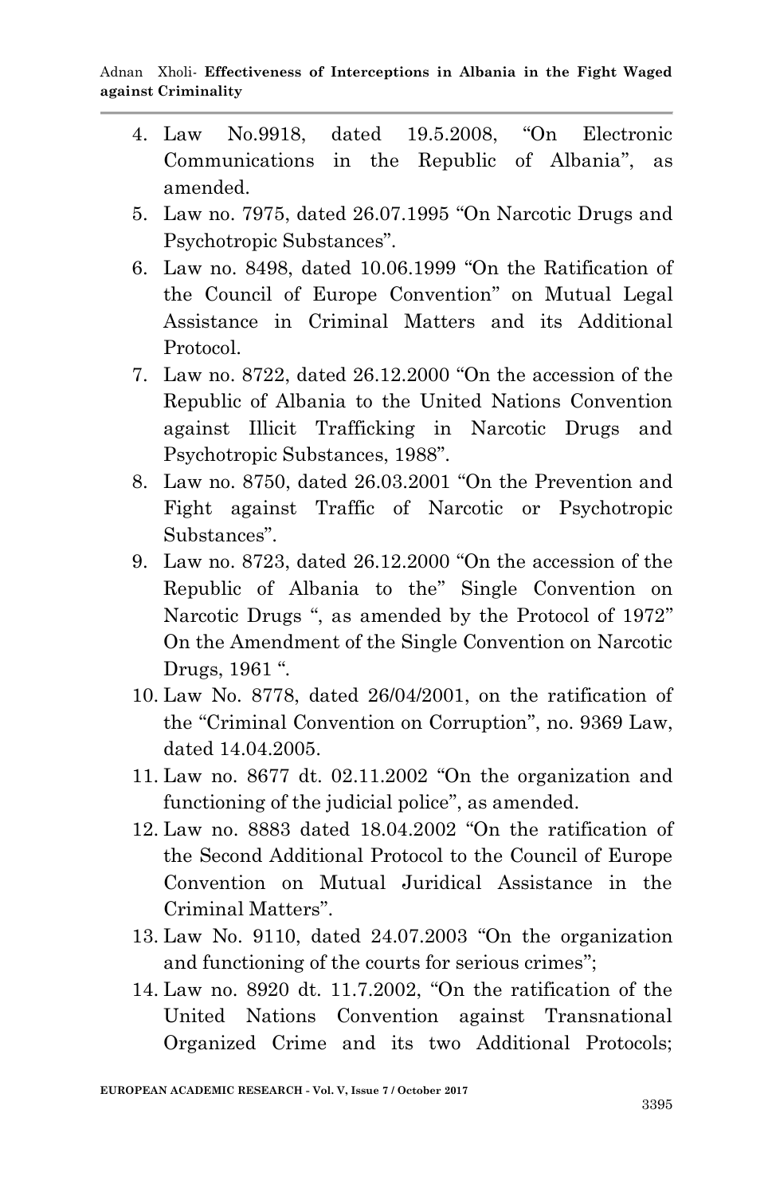4. Law No.9918, dated 19.5.2008, "On Electronic Communications in the Republic of Albania", as amended.
5. Law no. 7975, dated 26.07.1995 "On Narcotic Drugs and Psychotropic Substances".
6. Law no. 8498, dated 10.06.1999 "On the Ratification of the Council of Europe Convention" on Mutual Legal Assistance in Criminal Matters and its Additional Protocol.
7. Law no. 8722, dated 26.12.2000 "On the accession of the Republic of Albania to the United Nations Convention against Illicit Trafficking in Narcotic Drugs and Psychotropic Substances, 1988".
8. Law no. 8750, dated 26.03.2001 "On the Prevention and Fight against Traffic of Narcotic or Psychotropic Substances".
9. Law no. 8723, dated 26.12.2000 "On the accession of the Republic of Albania to the" Single Convention on Narcotic Drugs ", as amended by the Protocol of 1972" On the Amendment of the Single Convention on Narcotic Drugs, 1961 ".
10. Law No. 8778, dated 26/04/2001, on the ratification of the "Criminal Convention on Corruption", no. 9369 Law, dated 14.04.2005.
11. Law no. 8677 dt. 02.11.2002 "On the organization and functioning of the judicial police", as amended.
12. Law no. 8883 dated 18.04.2002 "On the ratification of the Second Additional Protocol to the Council of Europe Convention on Mutual Juridical Assistance in the Criminal Matters".
13. Law No. 9110, dated 24.07.2003 "On the organization and functioning of the courts for serious crimes";
14. Law no. 8920 dt. 11.7.2002, "On the ratification of the United Nations Convention against Transnational Organized Crime and its two Additional Protocols;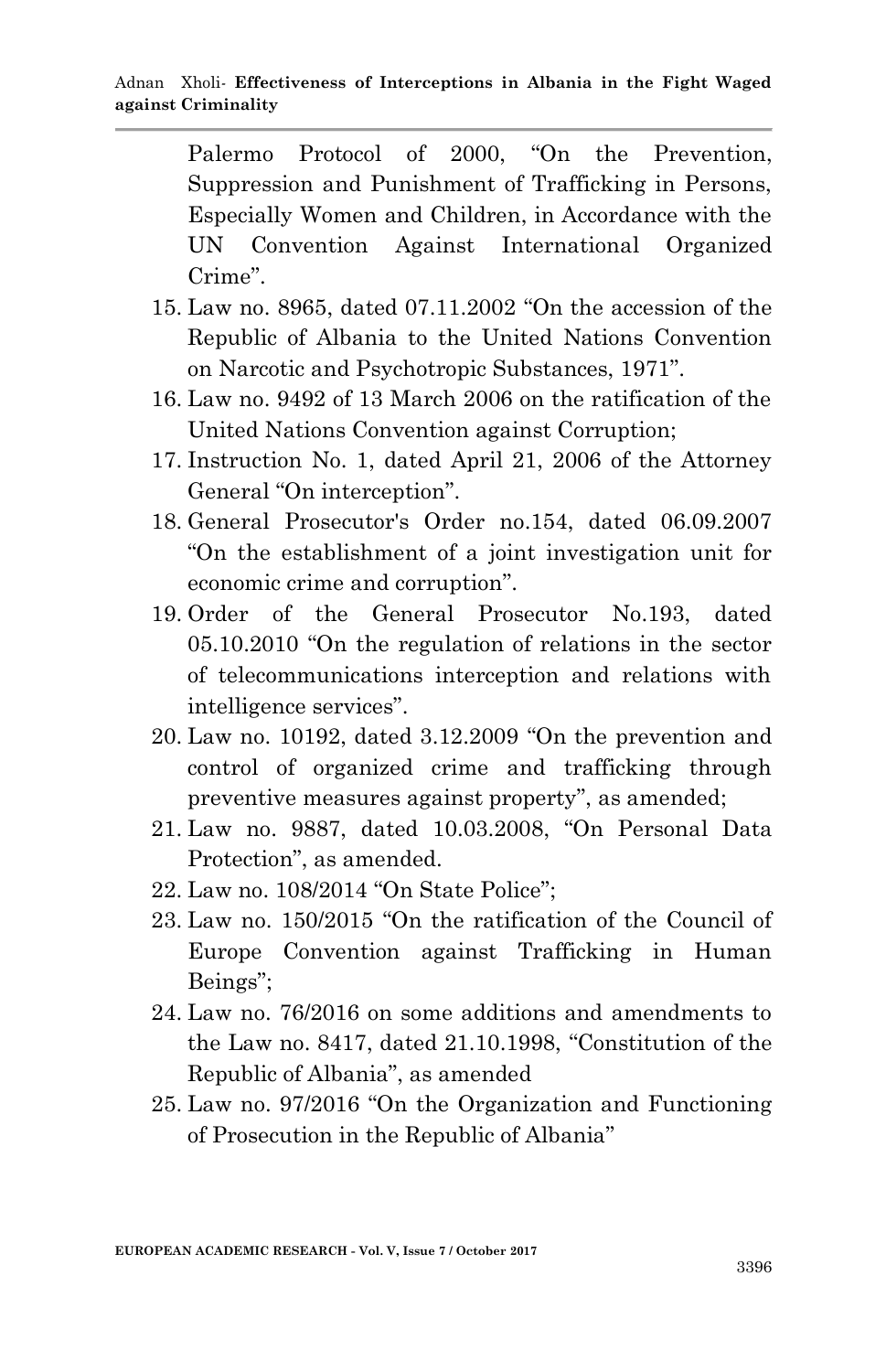Palermo Protocol of 2000, "On the Prevention, Suppression and Punishment of Trafficking in Persons, Especially Women and Children, in Accordance with the UN Convention Against International Organized Crime".

15. Law no. 8965, dated 07.11.2002 "On the accession of the Republic of Albania to the United Nations Convention on Narcotic and Psychotropic Substances, 1971".
16. Law no. 9492 of 13 March 2006 on the ratification of the United Nations Convention against Corruption;
17. Instruction No. 1, dated April 21, 2006 of the Attorney General "On interception".
18. General Prosecutor's Order no.154, dated 06.09.2007 "On the establishment of a joint investigation unit for economic crime and corruption".
19. Order of the General Prosecutor No.193, dated 05.10.2010 "On the regulation of relations in the sector of telecommunications interception and relations with intelligence services".
20. Law no. 10192, dated 3.12.2009 "On the prevention and control of organized crime and trafficking through preventive measures against property", as amended;
21. Law no. 9887, dated 10.03.2008, "On Personal Data Protection", as amended.
22. Law no. 108/2014 "On State Police";
23. Law no. 150/2015 "On the ratification of the Council of Europe Convention against Trafficking in Human Beings";
24. Law no. 76/2016 on some additions and amendments to the Law no. 8417, dated 21.10.1998, "Constitution of the Republic of Albania", as amended
25. Law no. 97/2016 "On the Organization and Functioning of Prosecution in the Republic of Albania"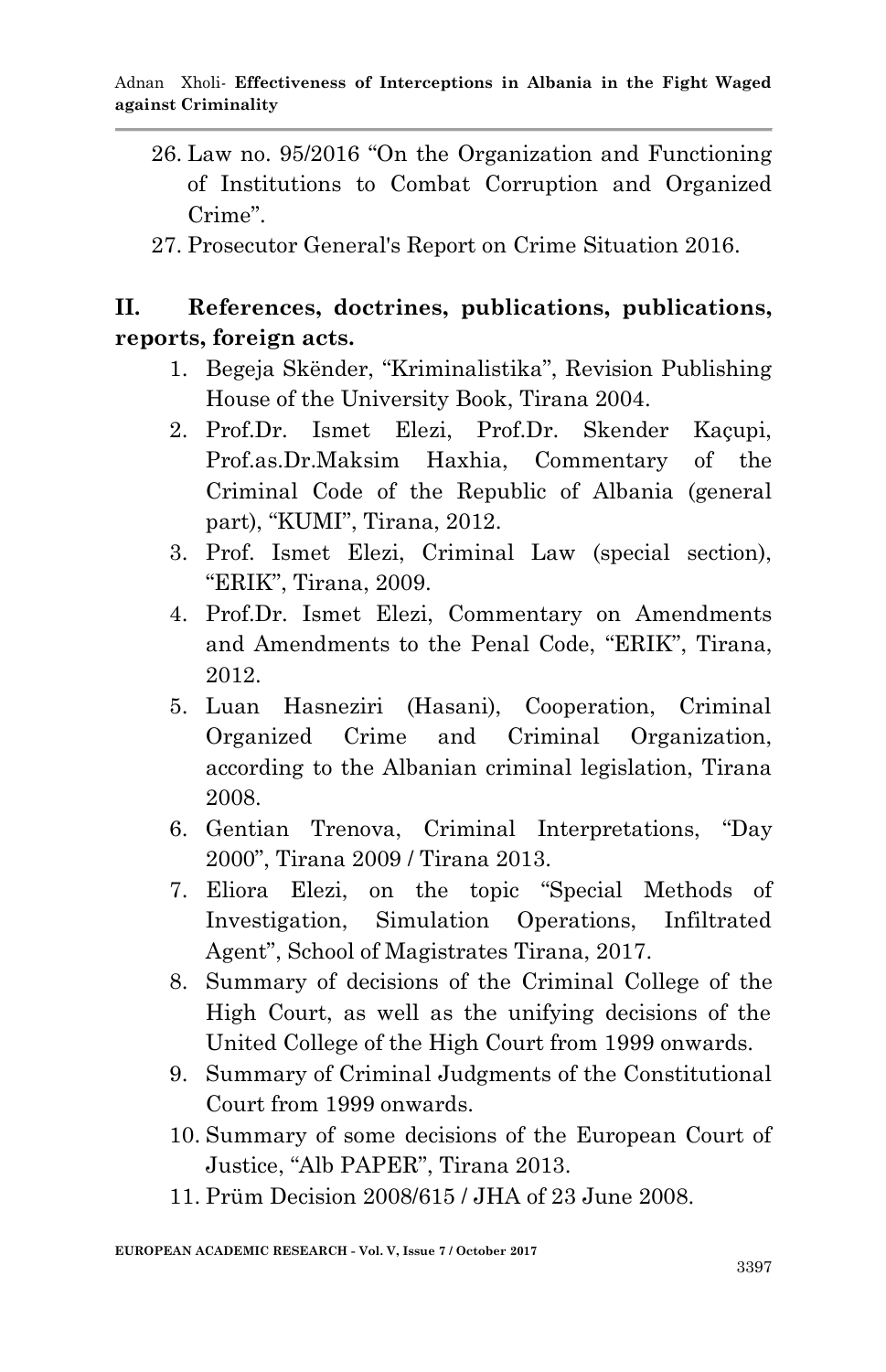26. Law no. 95/2016 "On the Organization and Functioning of Institutions to Combat Corruption and Organized Crime".
27. Prosecutor General's Report on Crime Situation 2016.

## II. References, doctrines, publications, publications, reports, foreign acts.

1. Begeja Skënder, "Kriminalistika", Revision Publishing House of the University Book, Tirana 2004.
2. Prof.Dr. Ismet Elezi, Prof.Dr. Skender Kaçupi, Prof.as.Dr.Maksim Haxhia, Commentary of the Criminal Code of the Republic of Albania (general part), "KUMI", Tirana, 2012.
3. Prof. Ismet Elezi, Criminal Law (special section), "ERIK", Tirana, 2009.
4. Prof.Dr. Ismet Elezi, Commentary on Amendments and Amendments to the Penal Code, "ERIK", Tirana, 2012.
5. Luan Hasneziri (Hasani), Cooperation, Criminal Organized Crime and Criminal Organization, according to the Albanian criminal legislation, Tirana 2008.
6. Gentian Trenova, Criminal Interpretations, "Day 2000", Tirana 2009 / Tirana 2013.
7. Eliora Elezi, on the topic "Special Methods of Investigation, Simulation Operations, Infiltrated Agent", School of Magistrates Tirana, 2017.
8. Summary of decisions of the Criminal College of the High Court, as well as the unifying decisions of the United College of the High Court from 1999 onwards.
9. Summary of Criminal Judgments of the Constitutional Court from 1999 onwards.
10. Summary of some decisions of the European Court of Justice, "Alb PAPER", Tirana 2013.
11. Prüm Decision 2008/615 / JHA of 23 June 2008.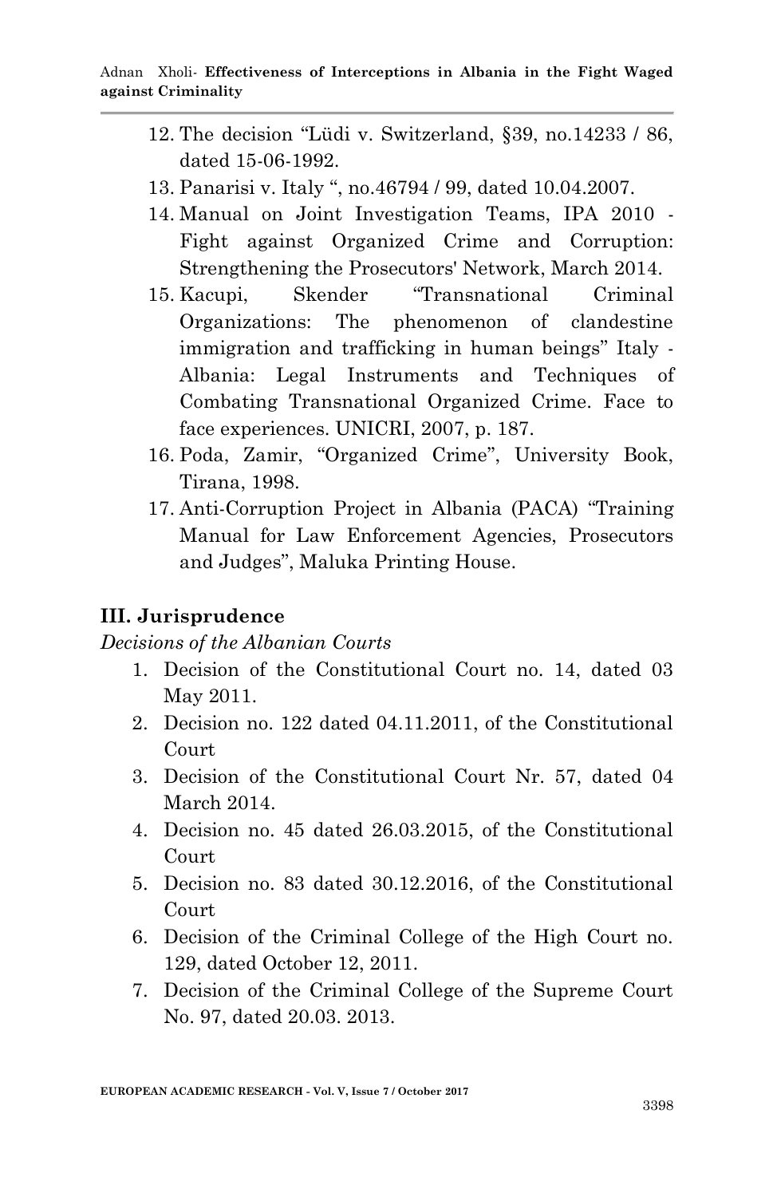12. The decision "Lüdi v. Switzerland, §39, no.14233 / 86, dated 15-06-1992.
13. Panarisi v. Italy ", no.46794 / 99, dated 10.04.2007.
14. Manual on Joint Investigation Teams, IPA 2010 - Fight against Organized Crime and Corruption: Strengthening the Prosecutors' Network, March 2014.
15. Kacupi, Skender "Transnational Criminal Organizations: The phenomenon of clandestine immigration and trafficking in human beings" Italy - Albania: Legal Instruments and Techniques of Combating Transnational Organized Crime. Face to face experiences. UNICRI, 2007, p. 187.
16. Poda, Zamir, "Organized Crime", University Book, Tirana, 1998.
17. Anti-Corruption Project in Albania (PACA) "Training Manual for Law Enforcement Agencies, Prosecutors and Judges", Maluka Printing House.

## III. Jurisprudence

*Decisions of the Albanian Courts*

1. Decision of the Constitutional Court no. 14, dated 03 May 2011.
2. Decision no. 122 dated 04.11.2011, of the Constitutional Court
3. Decision of the Constitutional Court Nr. 57, dated 04 March 2014.
4. Decision no. 45 dated 26.03.2015, of the Constitutional Court
5. Decision no. 83 dated 30.12.2016, of the Constitutional Court
6. Decision of the Criminal College of the High Court no. 129, dated October 12, 2011.
7. Decision of the Criminal College of the Supreme Court No. 97, dated 20.03. 2013.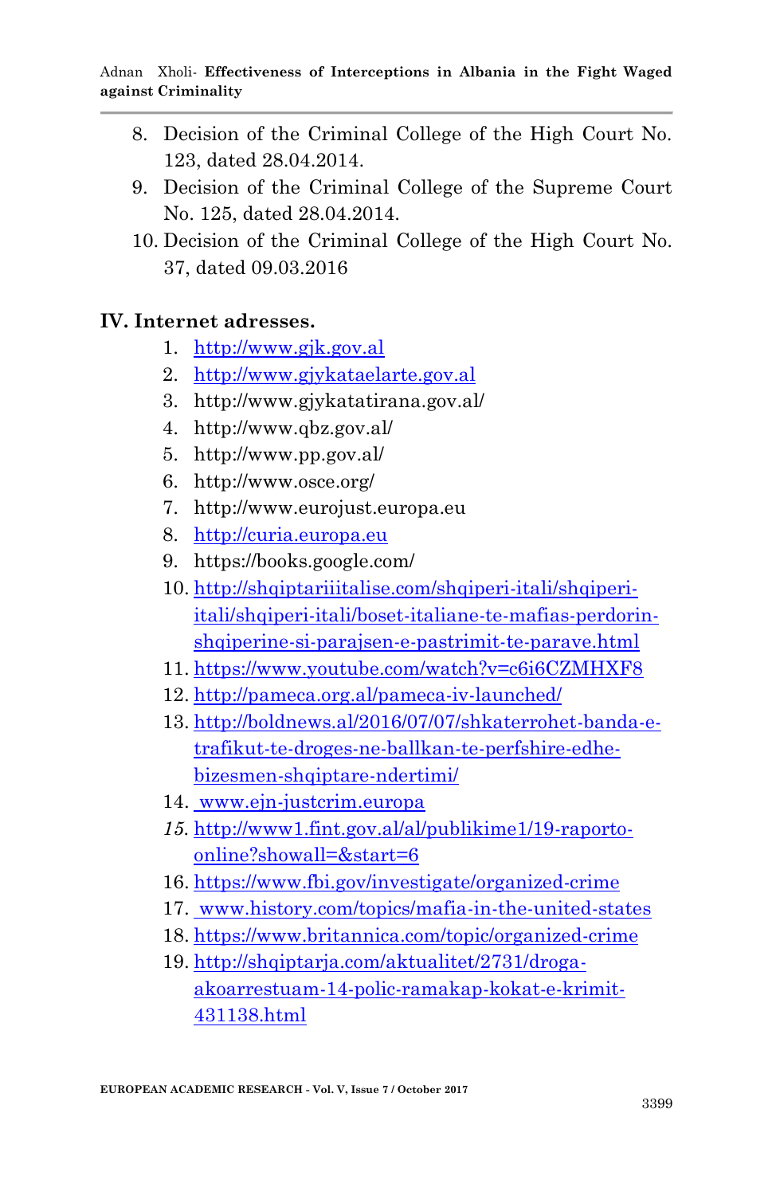8. Decision of the Criminal College of the High Court No. 123, dated 28.04.2014.
9. Decision of the Criminal College of the Supreme Court No. 125, dated 28.04.2014.
10. Decision of the Criminal College of the High Court No. 37, dated 09.03.2016

**IV. Internet adresses.**

1. http://www.gjk.gov.al
2. http://www.gjykataelarte.gov.al
3. http://www.gjykatatirana.gov.al/
4. http://www.qbz.gov.al/
5. http://www.pp.gov.al/
6. http://www.osce.org/
7. http://www.eurojust.europa.eu
8. http://curia.europa.eu
9. https://books.google.com/
10. http://shqiptariiitalise.com/shqiperi-itali/shqiperi-itali/shqiperi-itali/boset-italiane-te-mafias-perdorin-shqiperine-si-parajsen-e-pastrimit-te-parave.html
11. https://www.youtube.com/watch?v=c6i6CZMHXF8
12. http://pameca.org.al/pameca-iv-launched/
13. http://boldnews.al/2016/07/07/shkaterrohet-banda-e-trafikut-te-droges-ne-ballkan-te-perfshire-edhe-bizesmen-shqiptare-ndertimi/
14. www.ejn-justcrim.europa
15. http://www1.fint.gov.al/al/publikime1/19-raporto-online?showall=&start=6
16. https://www.fbi.gov/investigate/organized-crime
17. www.history.com/topics/mafia-in-the-united-states
18. https://www.britannica.com/topic/organized-crime
19. http://shqiptarja.com/aktualitet/2731/droga-akoarrestuam-14-polic-ramakap-kokat-e-krimit-431138.html